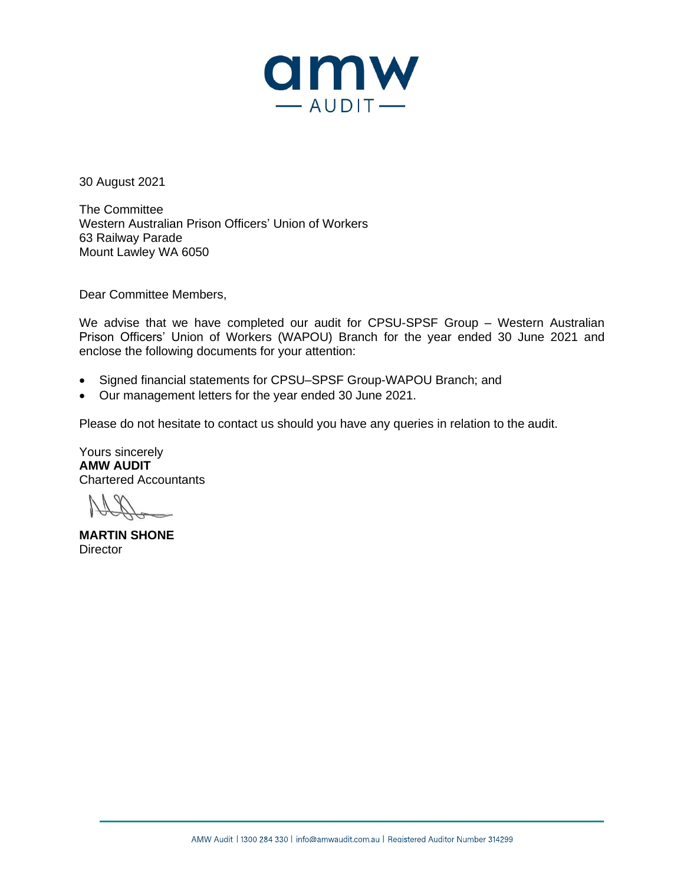amw
AUDIT

30 August 2021

The Committee
Western Australian Prison Officers' Union of Workers
63 Railway Parade
Mount Lawley WA 6050

Dear Committee Members,

We advise that we have completed our audit for CPSU-SPSF Group – Western Australian Prison Officers' Union of Workers (WAPOU) Branch for the year ended 30 June 2021 and enclose the following documents for your attention:

- Signed financial statements for CPSU–SPSF Group-WAPOU Branch; and
- Our management letters for the year ended 30 June 2021.

Please do not hesitate to contact us should you have any queries in relation to the audit.

Yours sincerely
**AMW AUDIT**
Chartered Accountants

**MARTIN SHONE**
Director

AMW Audit | 1300 284 330 | info@amwaudit.com.au | Registered Auditor Number 314299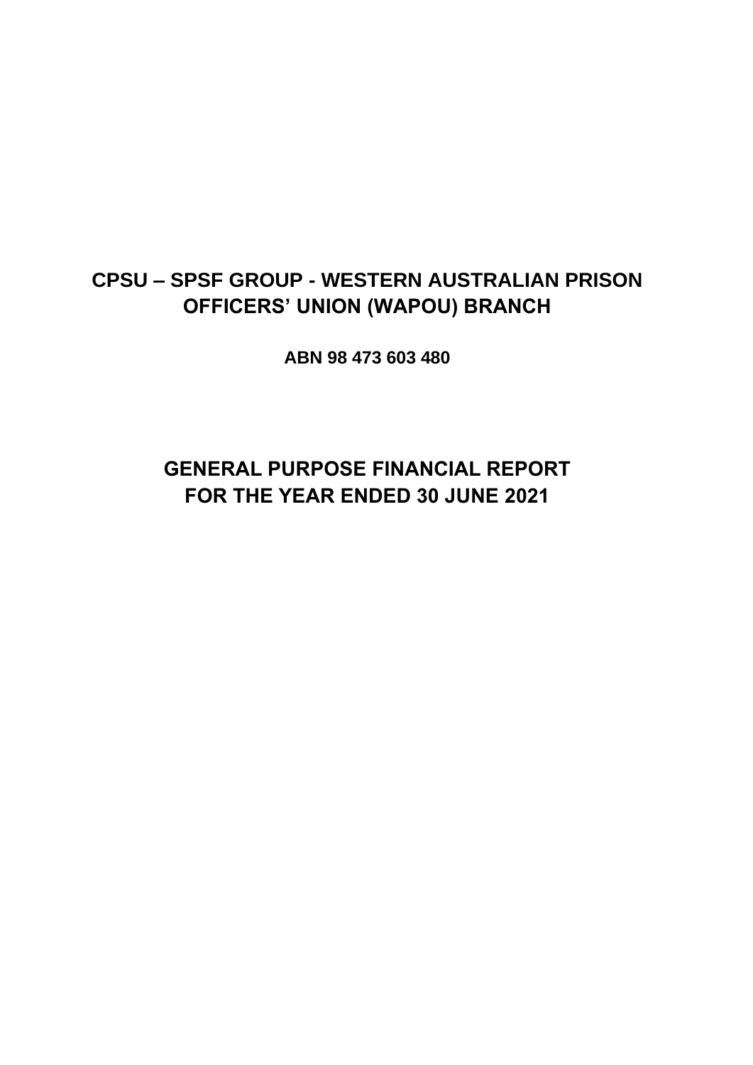# CPSU – SPSF GROUP - WESTERN AUSTRALIAN PRISON OFFICERS' UNION (WAPOU) BRANCH

**ABN 98 473 603 480**

# GENERAL PURPOSE FINANCIAL REPORT FOR THE YEAR ENDED 30 JUNE 2021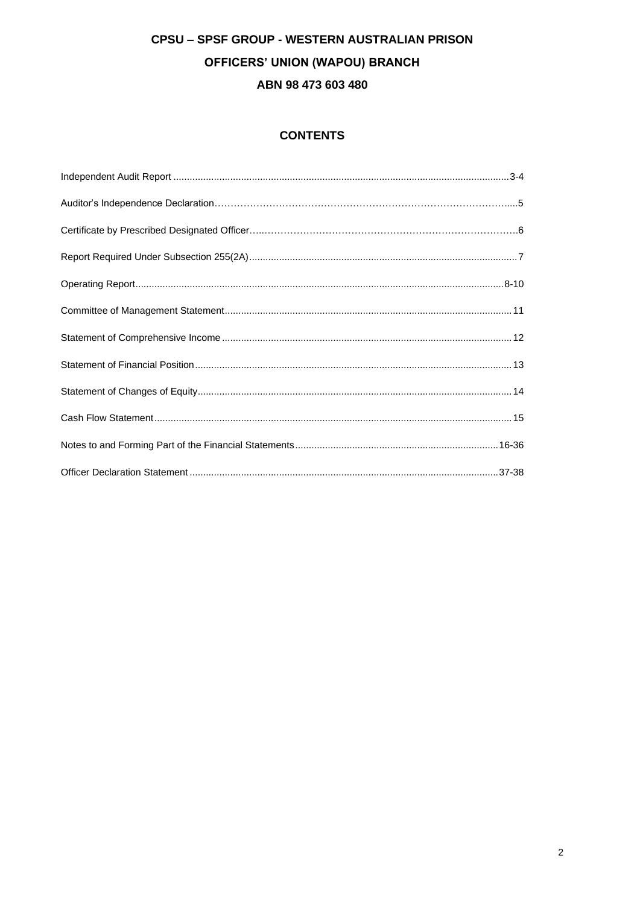**CPSU – SPSF GROUP - WESTERN AUSTRALIAN PRISON**

**OFFICERS' UNION (WAPOU) BRANCH**

**ABN 98 473 603 480**

## CONTENTS

| | |
|---|---|
| Independent Audit Report | 3-4 |
| Auditor's Independence Declaration | 5 |
| Certificate by Prescribed Designated Officer | 6 |
| Report Required Under Subsection 255(2A) | 7 |
| Operating Report | 8-10 |
| Committee of Management Statement | 11 |
| Statement of Comprehensive Income | 12 |
| Statement of Financial Position | 13 |
| Statement of Changes of Equity | 14 |
| Cash Flow Statement | 15 |
| Notes to and Forming Part of the Financial Statements | 16-36 |
| Officer Declaration Statement | 37-38 |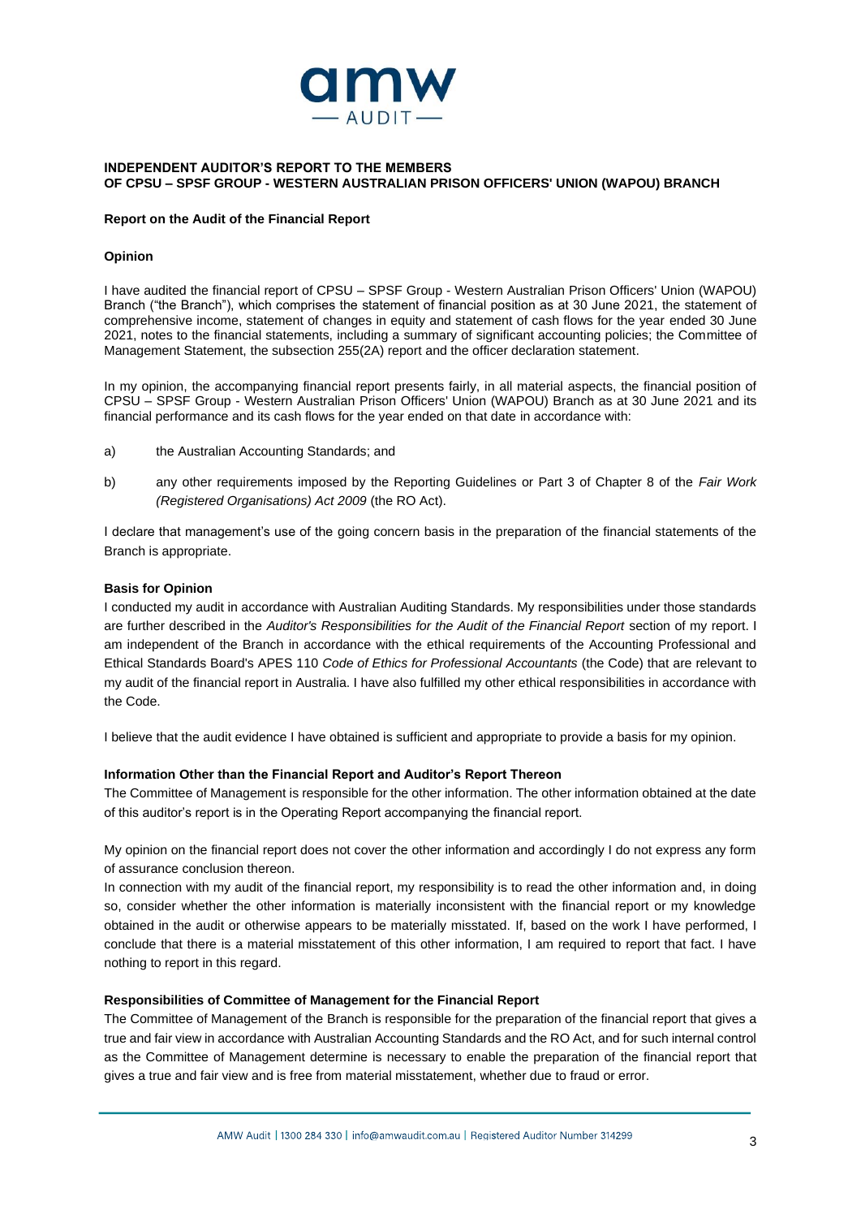**INDEPENDENT AUDITOR'S REPORT TO THE MEMBERS OF CPSU – SPSF GROUP - WESTERN AUSTRALIAN PRISON OFFICERS' UNION (WAPOU) BRANCH**

**Report on the Audit of the Financial Report**

**Opinion**

I have audited the financial report of CPSU – SPSF Group - Western Australian Prison Officers' Union (WAPOU) Branch ("the Branch"), which comprises the statement of financial position as at 30 June 2021, the statement of comprehensive income, statement of changes in equity and statement of cash flows for the year ended 30 June 2021, notes to the financial statements, including a summary of significant accounting policies; the Committee of Management Statement, the subsection 255(2A) report and the officer declaration statement.

In my opinion, the accompanying financial report presents fairly, in all material aspects, the financial position of CPSU – SPSF Group - Western Australian Prison Officers' Union (WAPOU) Branch as at 30 June 2021 and its financial performance and its cash flows for the year ended on that date in accordance with:

a) the Australian Accounting Standards; and

b) any other requirements imposed by the Reporting Guidelines or Part 3 of Chapter 8 of the *Fair Work (Registered Organisations) Act 2009* (the RO Act).

I declare that management's use of the going concern basis in the preparation of the financial statements of the Branch is appropriate.

**Basis for Opinion**

I conducted my audit in accordance with Australian Auditing Standards. My responsibilities under those standards are further described in the *Auditor's Responsibilities for the Audit of the Financial Report* section of my report. I am independent of the Branch in accordance with the ethical requirements of the Accounting Professional and Ethical Standards Board's APES 110 *Code of Ethics for Professional Accountants* (the Code) that are relevant to my audit of the financial report in Australia. I have also fulfilled my other ethical responsibilities in accordance with the Code.

I believe that the audit evidence I have obtained is sufficient and appropriate to provide a basis for my opinion.

**Information Other than the Financial Report and Auditor's Report Thereon**

The Committee of Management is responsible for the other information. The other information obtained at the date of this auditor's report is in the Operating Report accompanying the financial report.

My opinion on the financial report does not cover the other information and accordingly I do not express any form of assurance conclusion thereon.

In connection with my audit of the financial report, my responsibility is to read the other information and, in doing so, consider whether the other information is materially inconsistent with the financial report or my knowledge obtained in the audit or otherwise appears to be materially misstated. If, based on the work I have performed, I conclude that there is a material misstatement of this other information, I am required to report that fact. I have nothing to report in this regard.

**Responsibilities of Committee of Management for the Financial Report**

The Committee of Management of the Branch is responsible for the preparation of the financial report that gives a true and fair view in accordance with Australian Accounting Standards and the RO Act, and for such internal control as the Committee of Management determine is necessary to enable the preparation of the financial report that gives a true and fair view and is free from material misstatement, whether due to fraud or error.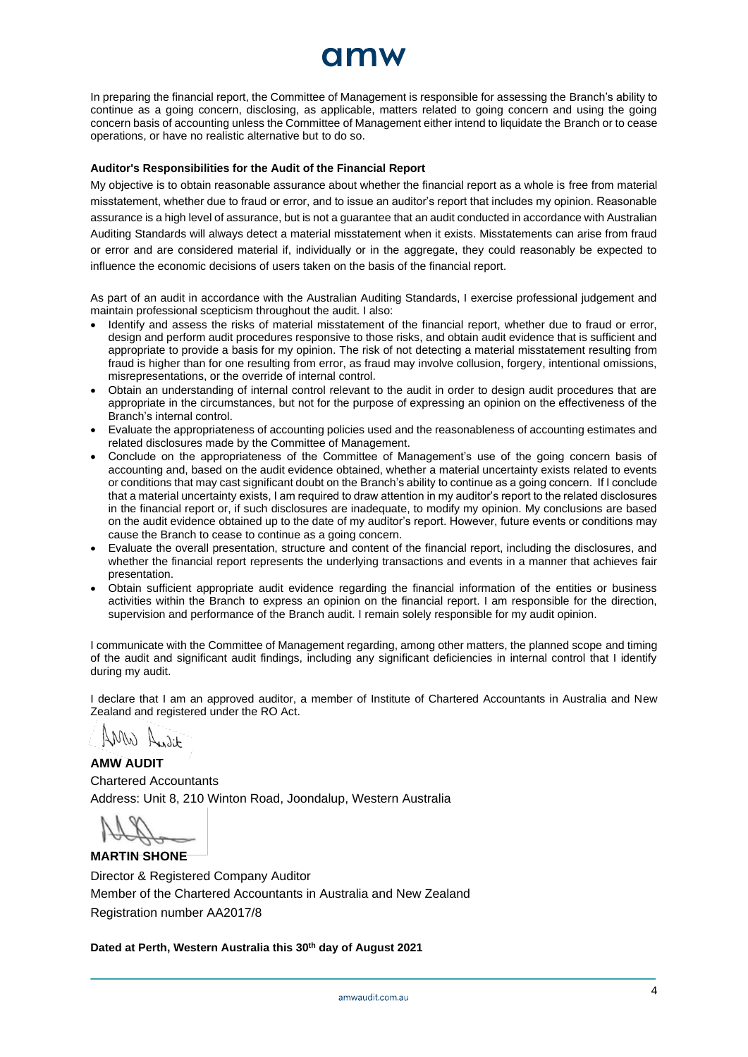In preparing the financial report, the Committee of Management is responsible for assessing the Branch's ability to continue as a going concern, disclosing, as applicable, matters related to going concern and using the going concern basis of accounting unless the Committee of Management either intend to liquidate the Branch or to cease operations, or have no realistic alternative but to do so.

**Auditor's Responsibilities for the Audit of the Financial Report**

My objective is to obtain reasonable assurance about whether the financial report as a whole is free from material misstatement, whether due to fraud or error, and to issue an auditor's report that includes my opinion. Reasonable assurance is a high level of assurance, but is not a guarantee that an audit conducted in accordance with Australian Auditing Standards will always detect a material misstatement when it exists. Misstatements can arise from fraud or error and are considered material if, individually or in the aggregate, they could reasonably be expected to influence the economic decisions of users taken on the basis of the financial report.

As part of an audit in accordance with the Australian Auditing Standards, I exercise professional judgement and maintain professional scepticism throughout the audit. I also:

- Identify and assess the risks of material misstatement of the financial report, whether due to fraud or error, design and perform audit procedures responsive to those risks, and obtain audit evidence that is sufficient and appropriate to provide a basis for my opinion. The risk of not detecting a material misstatement resulting from fraud is higher than for one resulting from error, as fraud may involve collusion, forgery, intentional omissions, misrepresentations, or the override of internal control.
- Obtain an understanding of internal control relevant to the audit in order to design audit procedures that are appropriate in the circumstances, but not for the purpose of expressing an opinion on the effectiveness of the Branch's internal control.
- Evaluate the appropriateness of accounting policies used and the reasonableness of accounting estimates and related disclosures made by the Committee of Management.
- Conclude on the appropriateness of the Committee of Management's use of the going concern basis of accounting and, based on the audit evidence obtained, whether a material uncertainty exists related to events or conditions that may cast significant doubt on the Branch's ability to continue as a going concern. If I conclude that a material uncertainty exists, I am required to draw attention in my auditor's report to the related disclosures in the financial report or, if such disclosures are inadequate, to modify my opinion. My conclusions are based on the audit evidence obtained up to the date of my auditor's report. However, future events or conditions may cause the Branch to cease to continue as a going concern.
- Evaluate the overall presentation, structure and content of the financial report, including the disclosures, and whether the financial report represents the underlying transactions and events in a manner that achieves fair presentation.
- Obtain sufficient appropriate audit evidence regarding the financial information of the entities or business activities within the Branch to express an opinion on the financial report. I am responsible for the direction, supervision and performance of the Branch audit. I remain solely responsible for my audit opinion.

I communicate with the Committee of Management regarding, among other matters, the planned scope and timing of the audit and significant audit findings, including any significant deficiencies in internal control that I identify during my audit.

I declare that I am an approved auditor, a member of Institute of Chartered Accountants in Australia and New Zealand and registered under the RO Act.

**AMW AUDIT**
Chartered Accountants
Address: Unit 8, 210 Winton Road, Joondalup, Western Australia

**MARTIN SHONE**
Director & Registered Company Auditor
Member of the Chartered Accountants in Australia and New Zealand
Registration number AA2017/8

**Dated at Perth, Western Australia this 30th day of August 2021**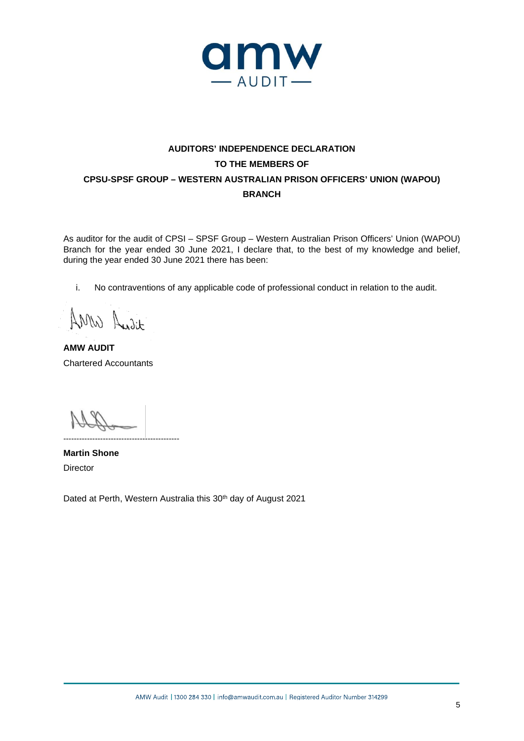**AUDITORS' INDEPENDENCE DECLARATION**

**TO THE MEMBERS OF**

**CPSU-SPSF GROUP – WESTERN AUSTRALIAN PRISON OFFICERS' UNION (WAPOU) BRANCH**

As auditor for the audit of CPSI – SPSF Group – Western Australian Prison Officers' Union (WAPOU) Branch for the year ended 30 June 2021, I declare that, to the best of my knowledge and belief, during the year ended 30 June 2021 there has been:

i. No contraventions of any applicable code of professional conduct in relation to the audit.

AMW Audit

**AMW AUDIT**
Chartered Accountants

--------------------------------------------

**Martin Shone**
Director

Dated at Perth, Western Australia this 30th day of August 2021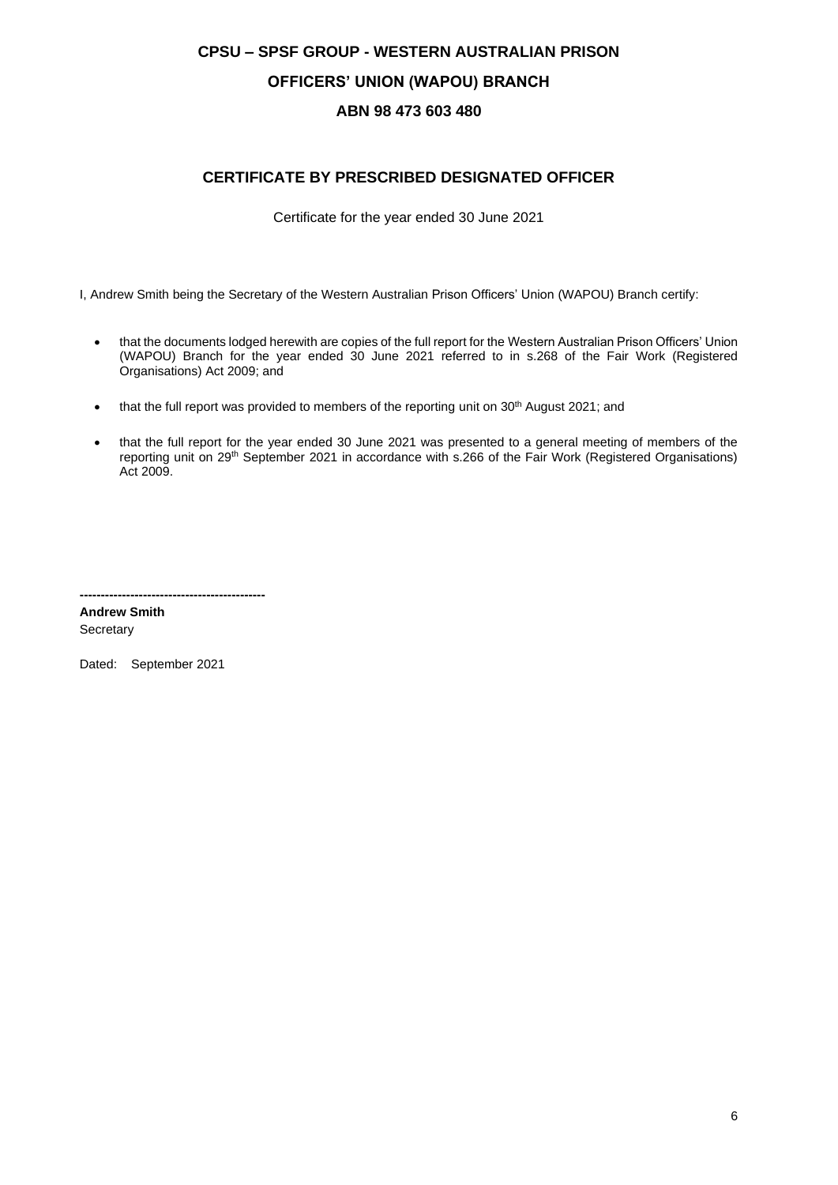# CPSU – SPSF GROUP - WESTERN AUSTRALIAN PRISON OFFICERS' UNION (WAPOU) BRANCH

**ABN 98 473 603 480**

## CERTIFICATE BY PRESCRIBED DESIGNATED OFFICER

Certificate for the year ended 30 June 2021

I, Andrew Smith being the Secretary of the Western Australian Prison Officers' Union (WAPOU) Branch certify:

- that the documents lodged herewith are copies of the full report for the Western Australian Prison Officers' Union (WAPOU) Branch for the year ended 30 June 2021 referred to in s.268 of the Fair Work (Registered Organisations) Act 2009; and
- that the full report was provided to members of the reporting unit on 30th August 2021; and
- that the full report for the year ended 30 June 2021 was presented to a general meeting of members of the reporting unit on 29th September 2021 in accordance with s.266 of the Fair Work (Registered Organisations) Act 2009.

--------------------------------------------

**Andrew Smith**
Secretary

Dated: September 2021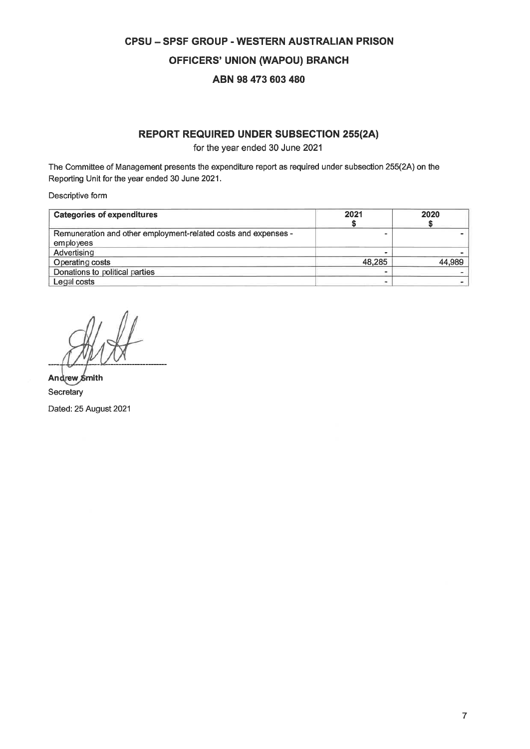# CPSU – SPSF GROUP - WESTERN AUSTRALIAN PRISON OFFICERS' UNION (WAPOU) BRANCH

## ABN 98 473 603 480

## REPORT REQUIRED UNDER SUBSECTION 255(2A)

for the year ended 30 June 2021

The Committee of Management presents the expenditure report as required under subsection 255(2A) on the Reporting Unit for the year ended 30 June 2021.

Descriptive form

| Categories of expenditures | 2021 $ | 2020 $ |
|---|---|---|
| Remuneration and other employment-related costs and expenses - employees | - | - |
| Advertising | - | - |
| Operating costs | 48,285 | 44,989 |
| Donations to political parties | - | - |
| Legal costs | - | - |

**Andrew Smith**
Secretary
Dated: 25 August 2021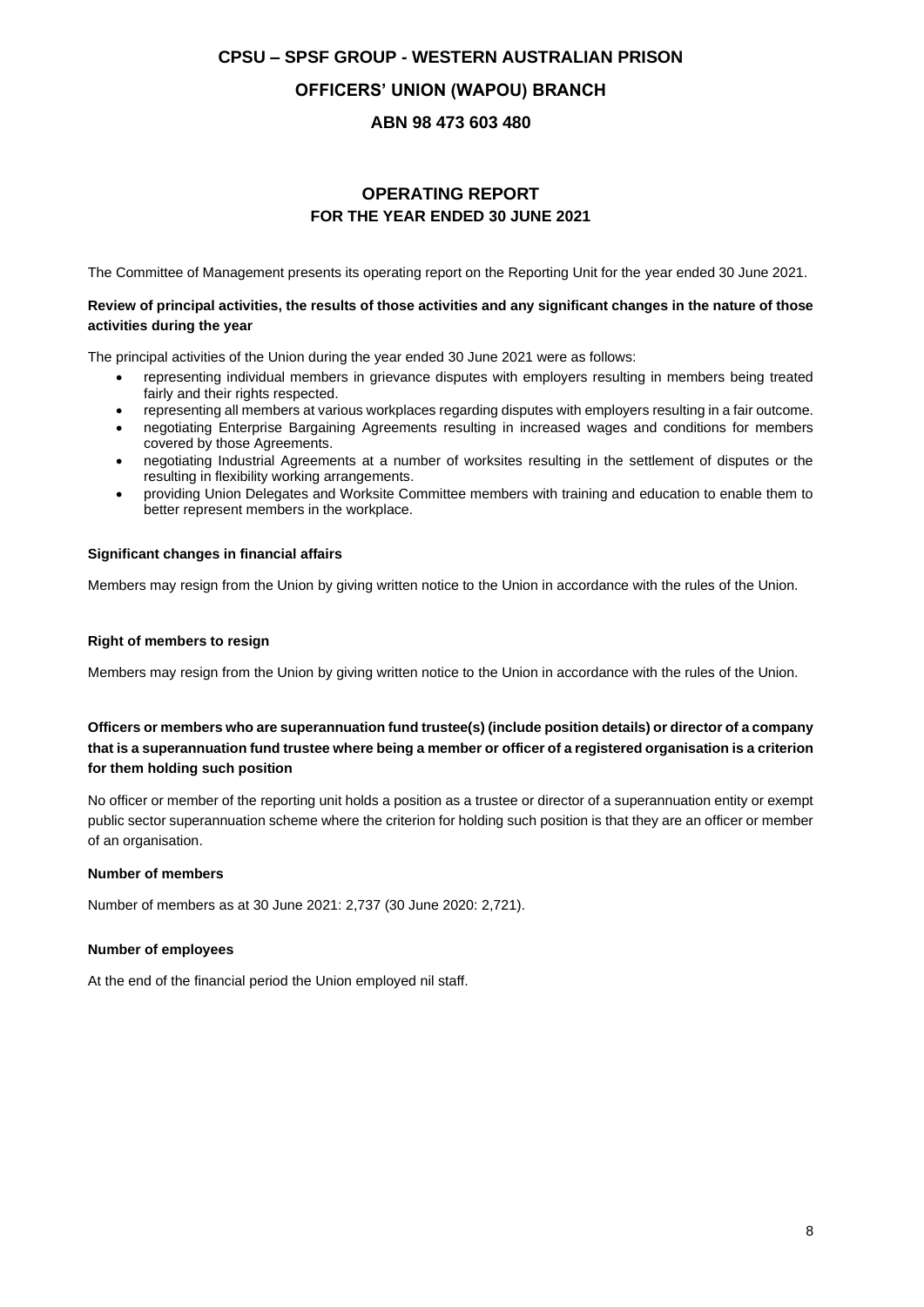# CPSU – SPSF GROUP - WESTERN AUSTRALIAN PRISON

# OFFICERS' UNION (WAPOU) BRANCH

# ABN 98 473 603 480

## OPERATING REPORT
### FOR THE YEAR ENDED 30 JUNE 2021

The Committee of Management presents its operating report on the Reporting Unit for the year ended 30 June 2021.

**Review of principal activities, the results of those activities and any significant changes in the nature of those activities during the year**

The principal activities of the Union during the year ended 30 June 2021 were as follows:

- representing individual members in grievance disputes with employers resulting in members being treated fairly and their rights respected.
- representing all members at various workplaces regarding disputes with employers resulting in a fair outcome.
- negotiating Enterprise Bargaining Agreements resulting in increased wages and conditions for members covered by those Agreements.
- negotiating Industrial Agreements at a number of worksites resulting in the settlement of disputes or the resulting in flexibility working arrangements.
- providing Union Delegates and Worksite Committee members with training and education to enable them to better represent members in the workplace.

**Significant changes in financial affairs**

Members may resign from the Union by giving written notice to the Union in accordance with the rules of the Union.

**Right of members to resign**

Members may resign from the Union by giving written notice to the Union in accordance with the rules of the Union.

**Officers or members who are superannuation fund trustee(s) (include position details) or director of a company that is a superannuation fund trustee where being a member or officer of a registered organisation is a criterion for them holding such position**

No officer or member of the reporting unit holds a position as a trustee or director of a superannuation entity or exempt public sector superannuation scheme where the criterion for holding such position is that they are an officer or member of an organisation.

**Number of members**

Number of members as at 30 June 2021: 2,737 (30 June 2020: 2,721).

**Number of employees**

At the end of the financial period the Union employed nil staff.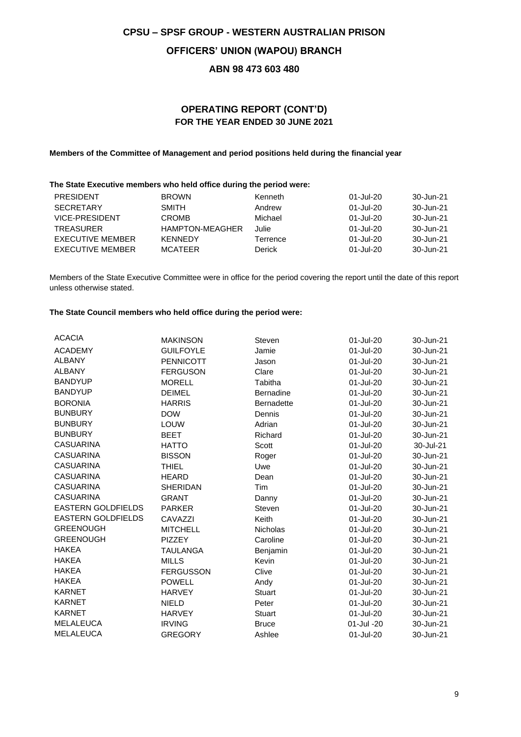**CPSU – SPSF GROUP - WESTERN AUSTRALIAN PRISON**

**OFFICERS' UNION (WAPOU) BRANCH**

**ABN 98 473 603 480**

## OPERATING REPORT (CONT'D)
## FOR THE YEAR ENDED 30 JUNE 2021

**Members of the Committee of Management and period positions held during the financial year**

**The State Executive members who held office during the period were:**

| | | | | |
|---|---|---|---|---|
| PRESIDENT | BROWN | Kenneth | 01-Jul-20 | 30-Jun-21 |
| SECRETARY | SMITH | Andrew | 01-Jul-20 | 30-Jun-21 |
| VICE-PRESIDENT | CROMB | Michael | 01-Jul-20 | 30-Jun-21 |
| TREASURER | HAMPTON-MEAGHER | Julie | 01-Jul-20 | 30-Jun-21 |
| EXECUTIVE MEMBER | KENNEDY | Terrence | 01-Jul-20 | 30-Jun-21 |
| EXECUTIVE MEMBER | MCATEER | Derick | 01-Jul-20 | 30-Jun-21 |

Members of the State Executive Committee were in office for the period covering the report until the date of this report unless otherwise stated.

**The State Council members who held office during the period were:**

| | | | | |
|---|---|---|---|---|
| ACACIA | MAKINSON | Steven | 01-Jul-20 | 30-Jun-21 |
| ACADEMY | GUILFOYLE | Jamie | 01-Jul-20 | 30-Jun-21 |
| ALBANY | PENNICOTT | Jason | 01-Jul-20 | 30-Jun-21 |
| ALBANY | FERGUSON | Clare | 01-Jul-20 | 30-Jun-21 |
| BANDYUP | MORELL | Tabitha | 01-Jul-20 | 30-Jun-21 |
| BANDYUP | DEIMEL | Bernadine | 01-Jul-20 | 30-Jun-21 |
| BORONIA | HARRIS | Bernadette | 01-Jul-20 | 30-Jun-21 |
| BUNBURY | DOW | Dennis | 01-Jul-20 | 30-Jun-21 |
| BUNBURY | LOUW | Adrian | 01-Jul-20 | 30-Jun-21 |
| BUNBURY | BEET | Richard | 01-Jul-20 | 30-Jun-21 |
| CASUARINA | HATTO | Scott | 01-Jul-20 | 30-Jul-21 |
| CASUARINA | BISSON | Roger | 01-Jul-20 | 30-Jun-21 |
| CASUARINA | THIEL | Uwe | 01-Jul-20 | 30-Jun-21 |
| CASUARINA | HEARD | Dean | 01-Jul-20 | 30-Jun-21 |
| CASUARINA | SHERIDAN | Tim | 01-Jul-20 | 30-Jun-21 |
| CASUARINA | GRANT | Danny | 01-Jul-20 | 30-Jun-21 |
| EASTERN GOLDFIELDS | PARKER | Steven | 01-Jul-20 | 30-Jun-21 |
| EASTERN GOLDFIELDS | CAVAZZI | Keith | 01-Jul-20 | 30-Jun-21 |
| GREENOUGH | MITCHELL | Nicholas | 01-Jul-20 | 30-Jun-21 |
| GREENOUGH | PIZZEY | Caroline | 01-Jul-20 | 30-Jun-21 |
| HAKEA | TAULANGA | Benjamin | 01-Jul-20 | 30-Jun-21 |
| HAKEA | MILLS | Kevin | 01-Jul-20 | 30-Jun-21 |
| HAKEA | FERGUSSON | Clive | 01-Jul-20 | 30-Jun-21 |
| HAKEA | POWELL | Andy | 01-Jul-20 | 30-Jun-21 |
| KARNET | HARVEY | Stuart | 01-Jul-20 | 30-Jun-21 |
| KARNET | NIELD | Peter | 01-Jul-20 | 30-Jun-21 |
| KARNET | HARVEY | Stuart | 01-Jul-20 | 30-Jun-21 |
| MELALEUCA | IRVING | Bruce | 01-Jul -20 | 30-Jun-21 |
| MELALEUCA | GREGORY | Ashlee | 01-Jul-20 | 30-Jun-21 |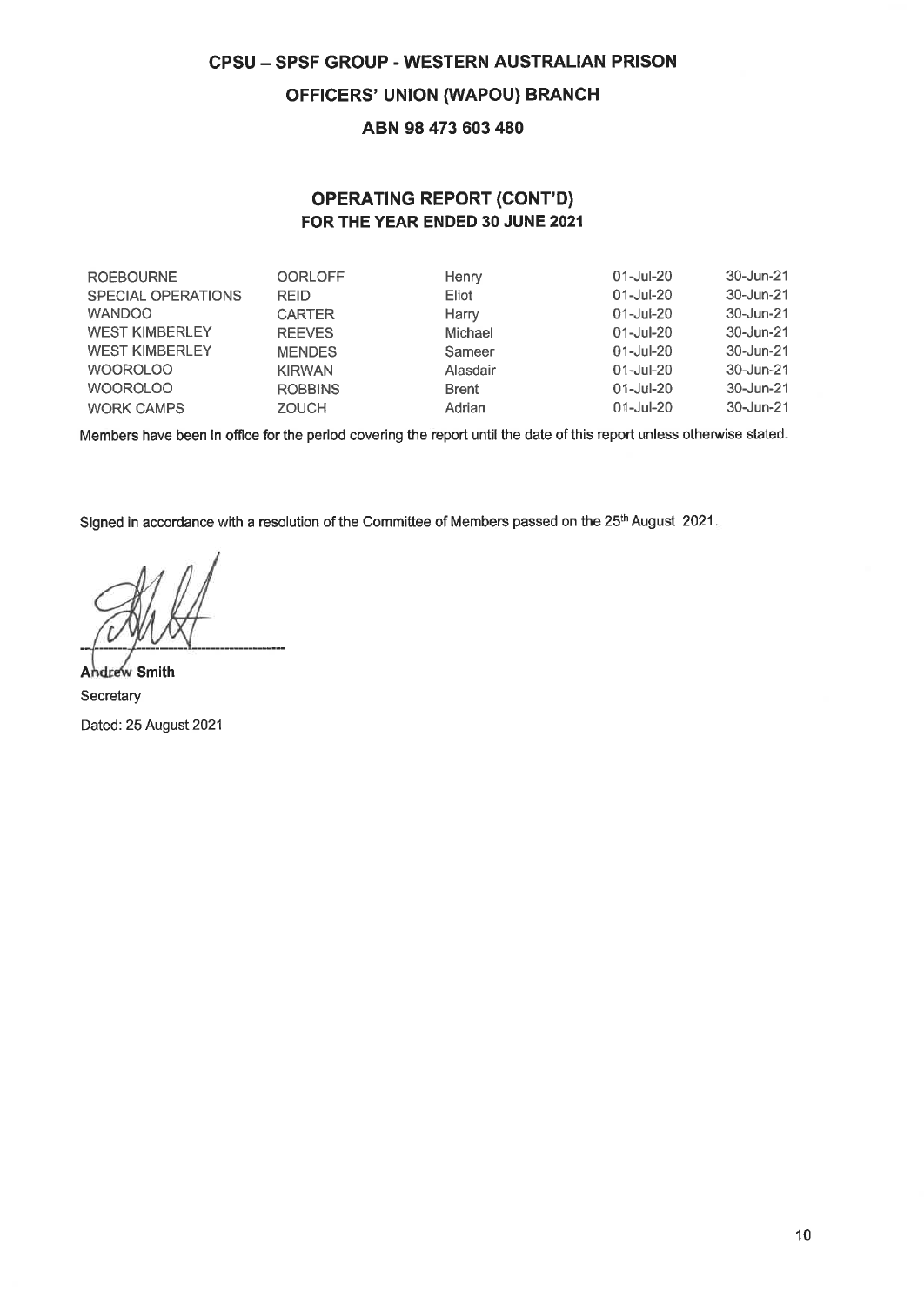**CPSU – SPSF GROUP - WESTERN AUSTRALIAN PRISON**

**OFFICERS' UNION (WAPOU) BRANCH**

**ABN 98 473 603 480**

## OPERATING REPORT (CONT'D)
### FOR THE YEAR ENDED 30 JUNE 2021

| | | | | |
|---|---|---|---|---|
| ROEBOURNE | OORLOFF | Henry | 01-Jul-20 | 30-Jun-21 |
| SPECIAL OPERATIONS | REID | Eliot | 01-Jul-20 | 30-Jun-21 |
| WANDOO | CARTER | Harry | 01-Jul-20 | 30-Jun-21 |
| WEST KIMBERLEY | REEVES | Michael | 01-Jul-20 | 30-Jun-21 |
| WEST KIMBERLEY | MENDES | Sameer | 01-Jul-20 | 30-Jun-21 |
| WOOROLOO | KIRWAN | Alasdair | 01-Jul-20 | 30-Jun-21 |
| WOOROLOO | ROBBINS | Brent | 01-Jul-20 | 30-Jun-21 |
| WORK CAMPS | ZOUCH | Adrian | 01-Jul-20 | 30-Jun-21 |

Members have been in office for the period covering the report until the date of this report unless otherwise stated.

Signed in accordance with a resolution of the Committee of Members passed on the 25th August 2021.

**Andrew Smith**
Secretary
Dated: 25 August 2021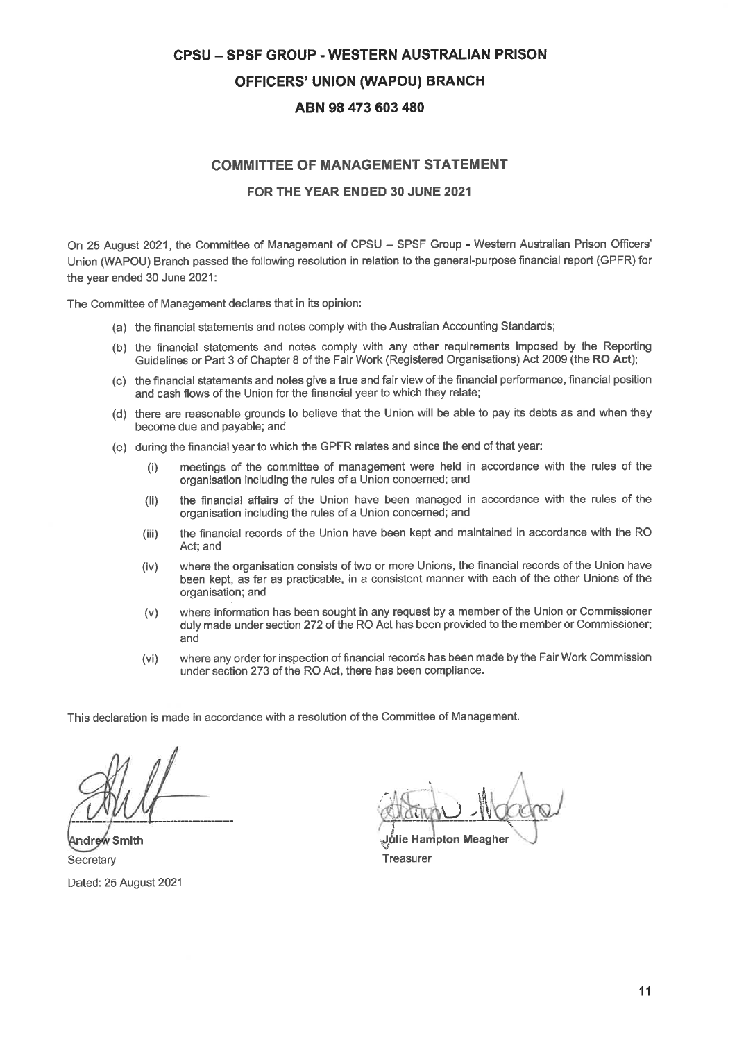# CPSU – SPSF GROUP - WESTERN AUSTRALIAN PRISON OFFICERS' UNION (WAPOU) BRANCH

## ABN 98 473 603 480

## COMMITTEE OF MANAGEMENT STATEMENT

### FOR THE YEAR ENDED 30 JUNE 2021

On 25 August 2021, the Committee of Management of CPSU – SPSF Group - Western Australian Prison Officers' Union (WAPOU) Branch passed the following resolution in relation to the general-purpose financial report (GPFR) for the year ended 30 June 2021:

The Committee of Management declares that in its opinion:

(a) the financial statements and notes comply with the Australian Accounting Standards;

(b) the financial statements and notes comply with any other requirements imposed by the Reporting Guidelines or Part 3 of Chapter 8 of the Fair Work (Registered Organisations) Act 2009 (the **RO Act**);

(c) the financial statements and notes give a true and fair view of the financial performance, financial position and cash flows of the Union for the financial year to which they relate;

(d) there are reasonable grounds to believe that the Union will be able to pay its debts as and when they become due and payable; and

(e) during the financial year to which the GPFR relates and since the end of that year:

  (i) meetings of the committee of management were held in accordance with the rules of the organisation including the rules of a Union concerned; and

  (ii) the financial affairs of the Union have been managed in accordance with the rules of the organisation including the rules of a Union concerned; and

  (iii) the financial records of the Union have been kept and maintained in accordance with the RO Act; and

  (iv) where the organisation consists of two or more Unions, the financial records of the Union have been kept, as far as practicable, in a consistent manner with each of the other Unions of the organisation; and

  (v) where information has been sought in any request by a member of the Union or Commissioner duly made under section 272 of the RO Act has been provided to the member or Commissioner; and

  (vi) where any order for inspection of financial records has been made by the Fair Work Commission under section 273 of the RO Act, there has been compliance.

This declaration is made in accordance with a resolution of the Committee of Management.

**Andrew Smith**
Secretary
Dated: 25 August 2021

**Julie Hampton Meagher**
Treasurer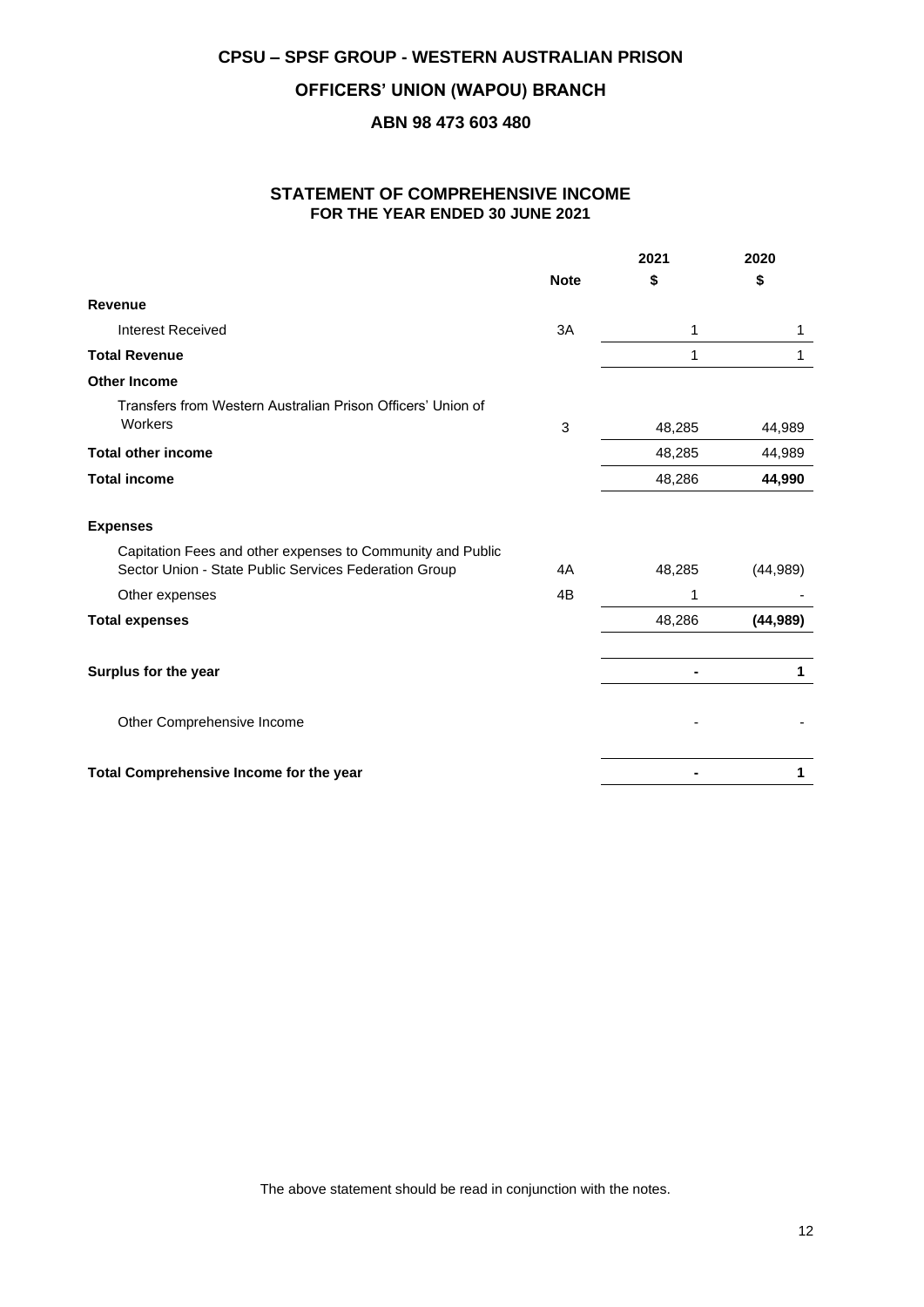**CPSU – SPSF GROUP - WESTERN AUSTRALIAN PRISON**

**OFFICERS' UNION (WAPOU) BRANCH**

**ABN 98 473 603 480**

## STATEMENT OF COMPREHENSIVE INCOME
### FOR THE YEAR ENDED 30 JUNE 2021

| | Note | 2021<br>$ | 2020<br>$ |
|---|---|---|---|
| **Revenue** | | | |
| Interest Received | 3A | 1 | 1 |
| **Total Revenue** | | 1 | 1 |
| **Other Income** | | | |
| Transfers from Western Australian Prison Officers' Union of Workers | 3 | 48,285 | 44,989 |
| **Total other income** | | 48,285 | 44,989 |
| **Total income** | | 48,286 | **44,990** |
| **Expenses** | | | |
| Capitation Fees and other expenses to Community and Public Sector Union - State Public Services Federation Group | 4A | 48,285 | (44,989) |
| Other expenses | 4B | 1 | - |
| **Total expenses** | | 48,286 | **(44,989)** |
| **Surplus for the year** | | **-** | **1** |
| Other Comprehensive Income | | - | - |
| **Total Comprehensive Income for the year** | | **-** | **1** |

The above statement should be read in conjunction with the notes.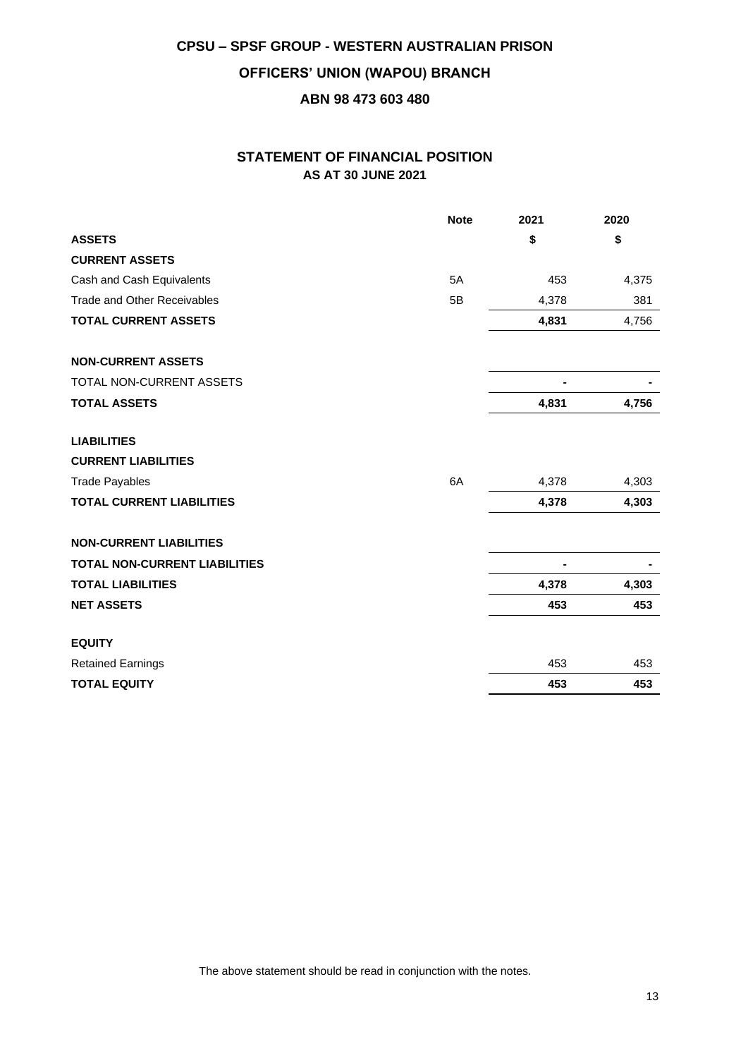# CPSU – SPSF GROUP - WESTERN AUSTRALIAN PRISON

## OFFICERS' UNION (WAPOU) BRANCH

### ABN 98 473 603 480

## STATEMENT OF FINANCIAL POSITION
### AS AT 30 JUNE 2021

| | Note | 2021 | 2020 |
|---|---|---|---|
| **ASSETS** | | **$** | **$** |
| **CURRENT ASSETS** | | | |
| Cash and Cash Equivalents | 5A | 453 | 4,375 |
| Trade and Other Receivables | 5B | 4,378 | 381 |
| **TOTAL CURRENT ASSETS** | | **4,831** | 4,756 |
| | | | |
| **NON-CURRENT ASSETS** | | | |
| TOTAL NON-CURRENT ASSETS | | **-** | **-** |
| **TOTAL ASSETS** | | **4,831** | **4,756** |
| | | | |
| **LIABILITIES** | | | |
| **CURRENT LIABILITIES** | | | |
| Trade Payables | 6A | 4,378 | 4,303 |
| **TOTAL CURRENT LIABILITIES** | | **4,378** | **4,303** |
| | | | |
| **NON-CURRENT LIABILITIES** | | | |
| **TOTAL NON-CURRENT LIABILITIES** | | **-** | **-** |
| **TOTAL LIABILITIES** | | **4,378** | **4,303** |
| **NET ASSETS** | | **453** | **453** |
| | | | |
| **EQUITY** | | | |
| Retained Earnings | | 453 | 453 |
| **TOTAL EQUITY** | | **453** | **453** |

The above statement should be read in conjunction with the notes.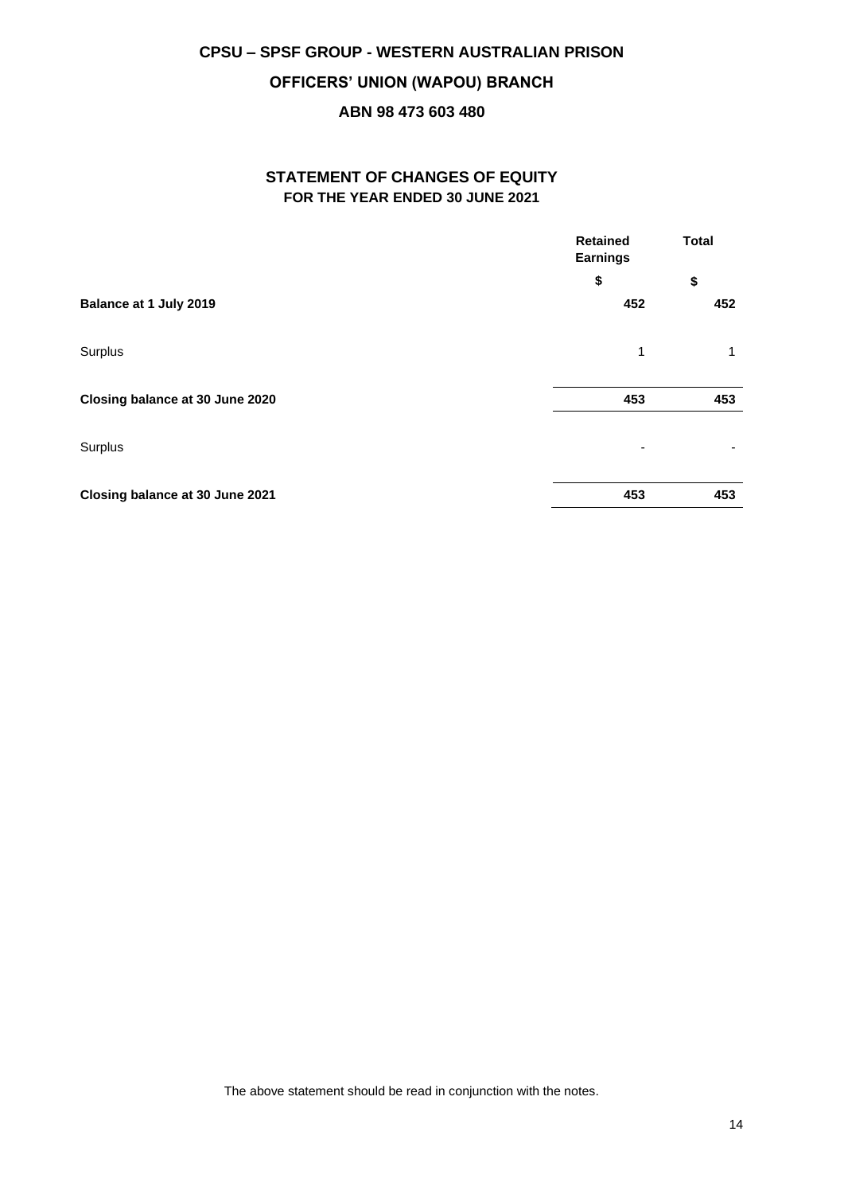**CPSU – SPSF GROUP - WESTERN AUSTRALIAN PRISON**

**OFFICERS' UNION (WAPOU) BRANCH**

**ABN 98 473 603 480**

## STATEMENT OF CHANGES OF EQUITY
### FOR THE YEAR ENDED 30 JUNE 2021

| | Retained Earnings | Total |
|---|---|---|
| | $ | $ |
| **Balance at 1 July 2019** | **452** | **452** |
| Surplus | 1 | 1 |
| **Closing balance at 30 June 2020** | **453** | **453** |
| Surplus | - | - |
| **Closing balance at 30 June 2021** | **453** | **453** |

The above statement should be read in conjunction with the notes.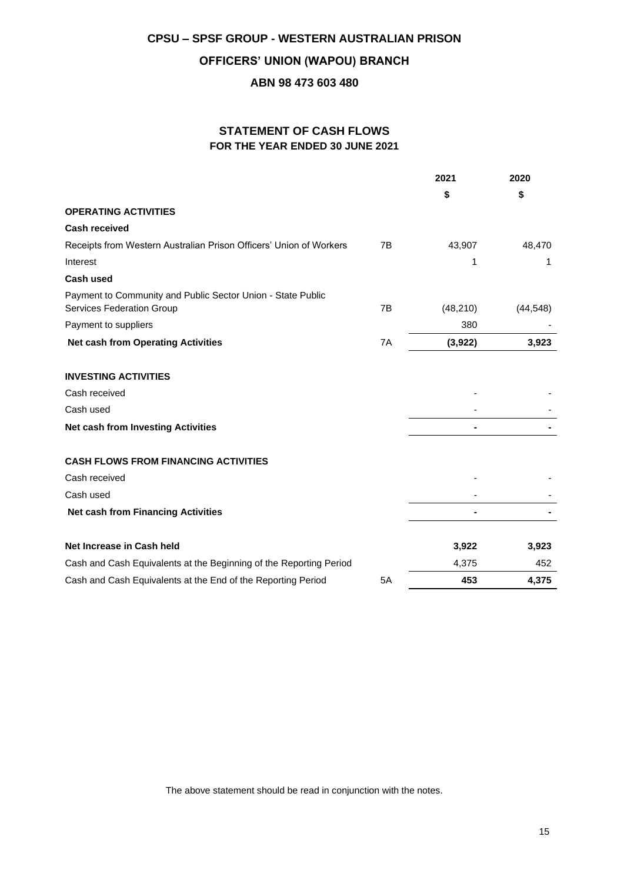# CPSU – SPSF GROUP - WESTERN AUSTRALIAN PRISON

## OFFICERS' UNION (WAPOU) BRANCH

### ABN 98 473 603 480

## STATEMENT OF CASH FLOWS
### FOR THE YEAR ENDED 30 JUNE 2021

| | | 2021 | 2020 |
|---|---|---|---|
| | | $ | $ |
| **OPERATING ACTIVITIES** | | | |
| **Cash received** | | | |
| Receipts from Western Australian Prison Officers' Union of Workers | 7B | 43,907 | 48,470 |
| Interest | | 1 | 1 |
| **Cash used** | | | |
| Payment to Community and Public Sector Union - State Public Services Federation Group | 7B | (48,210) | (44,548) |
| Payment to suppliers | | 380 | - |
| **Net cash from Operating Activities** | 7A | **(3,922)** | **3,923** |
| | | | |
| **INVESTING ACTIVITIES** | | | |
| Cash received | | - | - |
| Cash used | | - | - |
| **Net cash from Investing Activities** | | **-** | **-** |
| | | | |
| **CASH FLOWS FROM FINANCING ACTIVITIES** | | | |
| Cash received | | - | - |
| Cash used | | - | - |
| **Net cash from Financing Activities** | | **-** | **-** |
| | | | |
| **Net Increase in Cash held** | | **3,922** | **3,923** |
| Cash and Cash Equivalents at the Beginning of the Reporting Period | | 4,375 | 452 |
| Cash and Cash Equivalents at the End of the Reporting Period | 5A | **453** | **4,375** |

The above statement should be read in conjunction with the notes.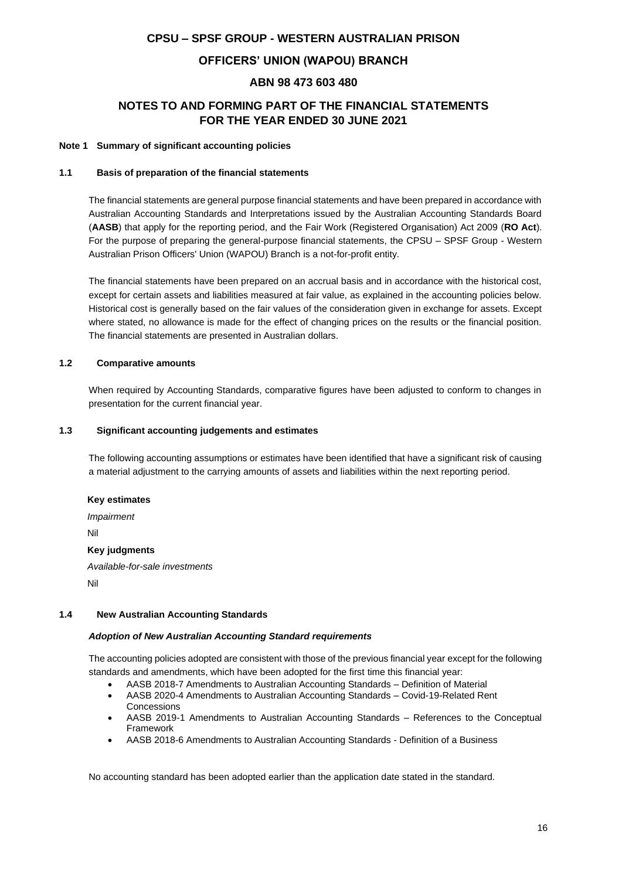# CPSU – SPSF GROUP - WESTERN AUSTRALIAN PRISON

# OFFICERS' UNION (WAPOU) BRANCH

# ABN 98 473 603 480

## NOTES TO AND FORMING PART OF THE FINANCIAL STATEMENTS FOR THE YEAR ENDED 30 JUNE 2021

### Note 1 Summary of significant accounting policies

#### 1.1 Basis of preparation of the financial statements

The financial statements are general purpose financial statements and have been prepared in accordance with Australian Accounting Standards and Interpretations issued by the Australian Accounting Standards Board (**AASB**) that apply for the reporting period, and the Fair Work (Registered Organisation) Act 2009 (**RO Act**). For the purpose of preparing the general-purpose financial statements, the CPSU – SPSF Group - Western Australian Prison Officers' Union (WAPOU) Branch is a not-for-profit entity.

The financial statements have been prepared on an accrual basis and in accordance with the historical cost, except for certain assets and liabilities measured at fair value, as explained in the accounting policies below. Historical cost is generally based on the fair values of the consideration given in exchange for assets. Except where stated, no allowance is made for the effect of changing prices on the results or the financial position. The financial statements are presented in Australian dollars.

#### 1.2 Comparative amounts

When required by Accounting Standards, comparative figures have been adjusted to conform to changes in presentation for the current financial year.

#### 1.3 Significant accounting judgements and estimates

The following accounting assumptions or estimates have been identified that have a significant risk of causing a material adjustment to the carrying amounts of assets and liabilities within the next reporting period.

**Key estimates**

*Impairment*

Nil

**Key judgments**

*Available-for-sale investments*

Nil

#### 1.4 New Australian Accounting Standards

***Adoption of New Australian Accounting Standard requirements***

The accounting policies adopted are consistent with those of the previous financial year except for the following standards and amendments, which have been adopted for the first time this financial year:

- AASB 2018-7 Amendments to Australian Accounting Standards – Definition of Material
- AASB 2020-4 Amendments to Australian Accounting Standards – Covid-19-Related Rent Concessions
- AASB 2019-1 Amendments to Australian Accounting Standards – References to the Conceptual Framework
- AASB 2018-6 Amendments to Australian Accounting Standards - Definition of a Business

No accounting standard has been adopted earlier than the application date stated in the standard.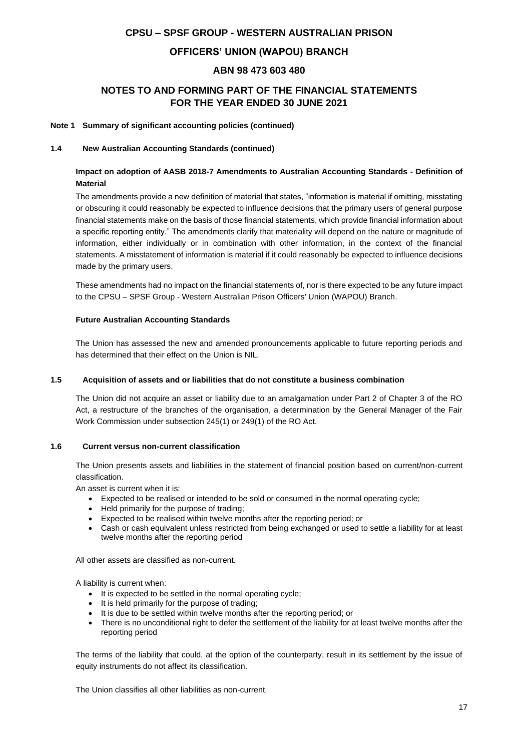# CPSU – SPSF GROUP - WESTERN AUSTRALIAN PRISON OFFICERS' UNION (WAPOU) BRANCH

## ABN 98 473 603 480

## NOTES TO AND FORMING PART OF THE FINANCIAL STATEMENTS FOR THE YEAR ENDED 30 JUNE 2021

**Note 1 Summary of significant accounting policies (continued)**

**1.4 New Australian Accounting Standards (continued)**

**Impact on adoption of AASB 2018-7 Amendments to Australian Accounting Standards - Definition of Material**

The amendments provide a new definition of material that states, "information is material if omitting, misstating or obscuring it could reasonably be expected to influence decisions that the primary users of general purpose financial statements make on the basis of those financial statements, which provide financial information about a specific reporting entity." The amendments clarify that materiality will depend on the nature or magnitude of information, either individually or in combination with other information, in the context of the financial statements. A misstatement of information is material if it could reasonably be expected to influence decisions made by the primary users.

These amendments had no impact on the financial statements of, nor is there expected to be any future impact to the CPSU – SPSF Group - Western Australian Prison Officers' Union (WAPOU) Branch.

**Future Australian Accounting Standards**

The Union has assessed the new and amended pronouncements applicable to future reporting periods and has determined that their effect on the Union is NIL.

**1.5 Acquisition of assets and or liabilities that do not constitute a business combination**

The Union did not acquire an asset or liability due to an amalgamation under Part 2 of Chapter 3 of the RO Act, a restructure of the branches of the organisation, a determination by the General Manager of the Fair Work Commission under subsection 245(1) or 249(1) of the RO Act.

**1.6 Current versus non-current classification**

The Union presents assets and liabilities in the statement of financial position based on current/non-current classification.

An asset is current when it is:

- Expected to be realised or intended to be sold or consumed in the normal operating cycle;
- Held primarily for the purpose of trading;
- Expected to be realised within twelve months after the reporting period; or
- Cash or cash equivalent unless restricted from being exchanged or used to settle a liability for at least twelve months after the reporting period

All other assets are classified as non-current.

A liability is current when:

- It is expected to be settled in the normal operating cycle;
- It is held primarily for the purpose of trading;
- It is due to be settled within twelve months after the reporting period; or
- There is no unconditional right to defer the settlement of the liability for at least twelve months after the reporting period

The terms of the liability that could, at the option of the counterparty, result in its settlement by the issue of equity instruments do not affect its classification.

The Union classifies all other liabilities as non-current.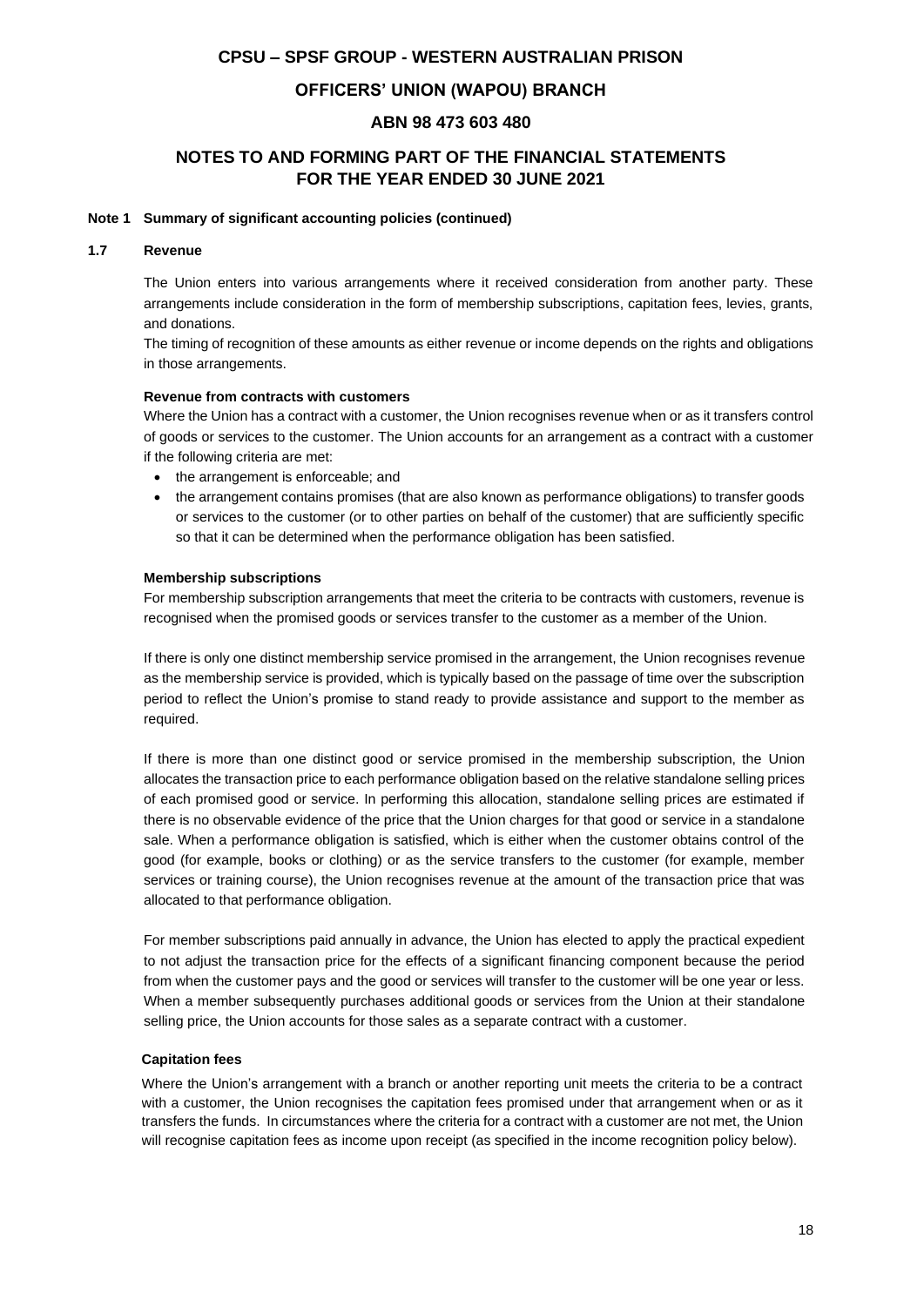# CPSU – SPSF GROUP - WESTERN AUSTRALIAN PRISON

## OFFICERS' UNION (WAPOU) BRANCH

## ABN 98 473 603 480

## NOTES TO AND FORMING PART OF THE FINANCIAL STATEMENTS FOR THE YEAR ENDED 30 JUNE 2021

**Note 1 Summary of significant accounting policies (continued)**

**1.7 Revenue**

The Union enters into various arrangements where it received consideration from another party. These arrangements include consideration in the form of membership subscriptions, capitation fees, levies, grants, and donations.

The timing of recognition of these amounts as either revenue or income depends on the rights and obligations in those arrangements.

**Revenue from contracts with customers**

Where the Union has a contract with a customer, the Union recognises revenue when or as it transfers control of goods or services to the customer. The Union accounts for an arrangement as a contract with a customer if the following criteria are met:

- the arrangement is enforceable; and
- the arrangement contains promises (that are also known as performance obligations) to transfer goods or services to the customer (or to other parties on behalf of the customer) that are sufficiently specific so that it can be determined when the performance obligation has been satisfied.

**Membership subscriptions**

For membership subscription arrangements that meet the criteria to be contracts with customers, revenue is recognised when the promised goods or services transfer to the customer as a member of the Union.

If there is only one distinct membership service promised in the arrangement, the Union recognises revenue as the membership service is provided, which is typically based on the passage of time over the subscription period to reflect the Union's promise to stand ready to provide assistance and support to the member as required.

If there is more than one distinct good or service promised in the membership subscription, the Union allocates the transaction price to each performance obligation based on the relative standalone selling prices of each promised good or service. In performing this allocation, standalone selling prices are estimated if there is no observable evidence of the price that the Union charges for that good or service in a standalone sale. When a performance obligation is satisfied, which is either when the customer obtains control of the good (for example, books or clothing) or as the service transfers to the customer (for example, member services or training course), the Union recognises revenue at the amount of the transaction price that was allocated to that performance obligation.

For member subscriptions paid annually in advance, the Union has elected to apply the practical expedient to not adjust the transaction price for the effects of a significant financing component because the period from when the customer pays and the good or services will transfer to the customer will be one year or less. When a member subsequently purchases additional goods or services from the Union at their standalone selling price, the Union accounts for those sales as a separate contract with a customer.

**Capitation fees**

Where the Union's arrangement with a branch or another reporting unit meets the criteria to be a contract with a customer, the Union recognises the capitation fees promised under that arrangement when or as it transfers the funds. In circumstances where the criteria for a contract with a customer are not met, the Union will recognise capitation fees as income upon receipt (as specified in the income recognition policy below).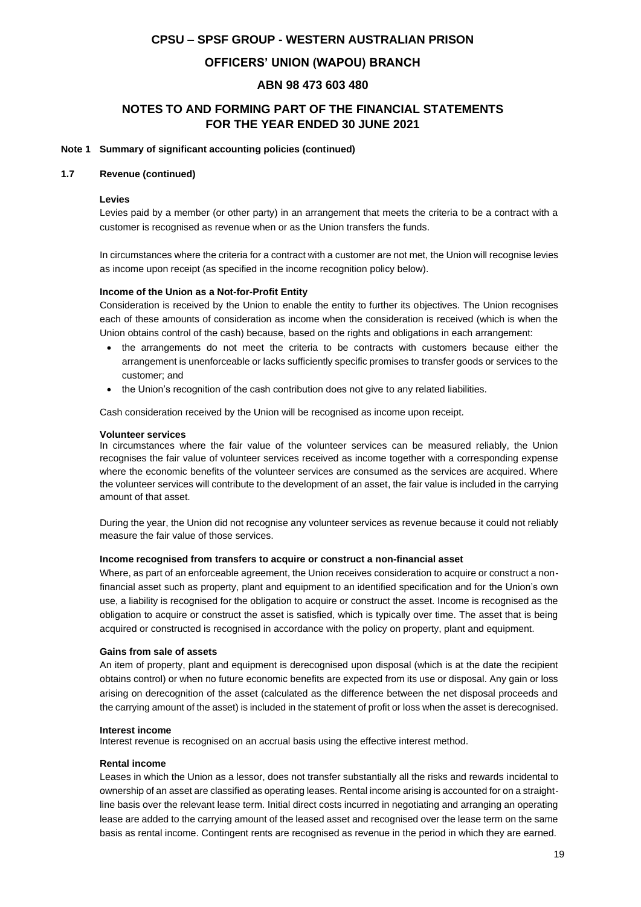# CPSU – SPSF GROUP - WESTERN AUSTRALIAN PRISON

## OFFICERS' UNION (WAPOU) BRANCH

## ABN 98 473 603 480

## NOTES TO AND FORMING PART OF THE FINANCIAL STATEMENTS FOR THE YEAR ENDED 30 JUNE 2021

### Note 1 Summary of significant accounting policies (continued)

### 1.7 Revenue (continued)

**Levies**

Levies paid by a member (or other party) in an arrangement that meets the criteria to be a contract with a customer is recognised as revenue when or as the Union transfers the funds.

In circumstances where the criteria for a contract with a customer are not met, the Union will recognise levies as income upon receipt (as specified in the income recognition policy below).

**Income of the Union as a Not-for-Profit Entity**

Consideration is received by the Union to enable the entity to further its objectives. The Union recognises each of these amounts of consideration as income when the consideration is received (which is when the Union obtains control of the cash) because, based on the rights and obligations in each arrangement:

- the arrangements do not meet the criteria to be contracts with customers because either the arrangement is unenforceable or lacks sufficiently specific promises to transfer goods or services to the customer; and
- the Union's recognition of the cash contribution does not give to any related liabilities.

Cash consideration received by the Union will be recognised as income upon receipt.

**Volunteer services**

In circumstances where the fair value of the volunteer services can be measured reliably, the Union recognises the fair value of volunteer services received as income together with a corresponding expense where the economic benefits of the volunteer services are consumed as the services are acquired. Where the volunteer services will contribute to the development of an asset, the fair value is included in the carrying amount of that asset.

During the year, the Union did not recognise any volunteer services as revenue because it could not reliably measure the fair value of those services.

**Income recognised from transfers to acquire or construct a non-financial asset**

Where, as part of an enforceable agreement, the Union receives consideration to acquire or construct a non-financial asset such as property, plant and equipment to an identified specification and for the Union's own use, a liability is recognised for the obligation to acquire or construct the asset. Income is recognised as the obligation to acquire or construct the asset is satisfied, which is typically over time. The asset that is being acquired or constructed is recognised in accordance with the policy on property, plant and equipment.

**Gains from sale of assets**

An item of property, plant and equipment is derecognised upon disposal (which is at the date the recipient obtains control) or when no future economic benefits are expected from its use or disposal. Any gain or loss arising on derecognition of the asset (calculated as the difference between the net disposal proceeds and the carrying amount of the asset) is included in the statement of profit or loss when the asset is derecognised.

**Interest income**

Interest revenue is recognised on an accrual basis using the effective interest method.

**Rental income**

Leases in which the Union as a lessor, does not transfer substantially all the risks and rewards incidental to ownership of an asset are classified as operating leases. Rental income arising is accounted for on a straight-line basis over the relevant lease term. Initial direct costs incurred in negotiating and arranging an operating lease are added to the carrying amount of the leased asset and recognised over the lease term on the same basis as rental income. Contingent rents are recognised as revenue in the period in which they are earned.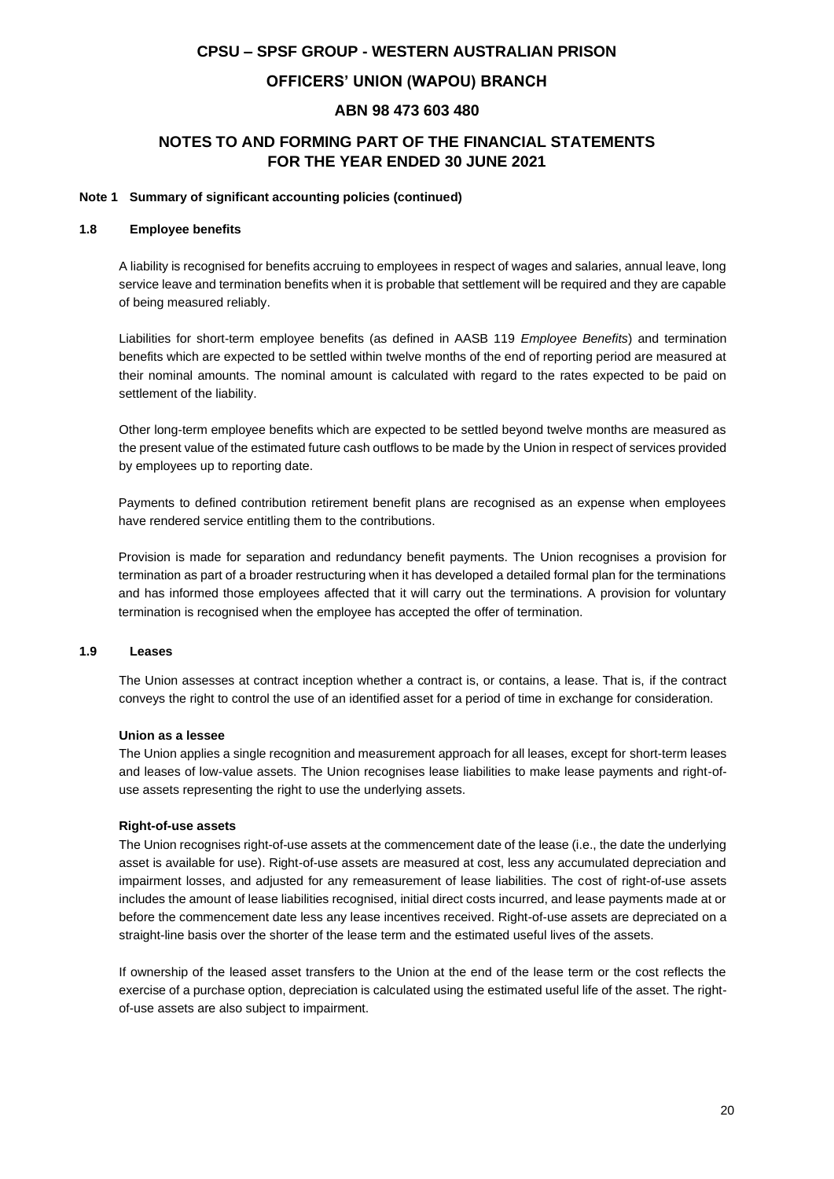# CPSU – SPSF GROUP - WESTERN AUSTRALIAN PRISON

## OFFICERS' UNION (WAPOU) BRANCH

## ABN 98 473 603 480

## NOTES TO AND FORMING PART OF THE FINANCIAL STATEMENTS FOR THE YEAR ENDED 30 JUNE 2021

**Note 1 Summary of significant accounting policies (continued)**

### 1.8 Employee benefits

A liability is recognised for benefits accruing to employees in respect of wages and salaries, annual leave, long service leave and termination benefits when it is probable that settlement will be required and they are capable of being measured reliably.

Liabilities for short-term employee benefits (as defined in AASB 119 *Employee Benefits*) and termination benefits which are expected to be settled within twelve months of the end of reporting period are measured at their nominal amounts. The nominal amount is calculated with regard to the rates expected to be paid on settlement of the liability.

Other long-term employee benefits which are expected to be settled beyond twelve months are measured as the present value of the estimated future cash outflows to be made by the Union in respect of services provided by employees up to reporting date.

Payments to defined contribution retirement benefit plans are recognised as an expense when employees have rendered service entitling them to the contributions.

Provision is made for separation and redundancy benefit payments. The Union recognises a provision for termination as part of a broader restructuring when it has developed a detailed formal plan for the terminations and has informed those employees affected that it will carry out the terminations. A provision for voluntary termination is recognised when the employee has accepted the offer of termination.

### 1.9 Leases

The Union assesses at contract inception whether a contract is, or contains, a lease. That is, if the contract conveys the right to control the use of an identified asset for a period of time in exchange for consideration.

**Union as a lessee**

The Union applies a single recognition and measurement approach for all leases, except for short-term leases and leases of low-value assets. The Union recognises lease liabilities to make lease payments and right-of-use assets representing the right to use the underlying assets.

**Right-of-use assets**

The Union recognises right-of-use assets at the commencement date of the lease (i.e., the date the underlying asset is available for use). Right-of-use assets are measured at cost, less any accumulated depreciation and impairment losses, and adjusted for any remeasurement of lease liabilities. The cost of right-of-use assets includes the amount of lease liabilities recognised, initial direct costs incurred, and lease payments made at or before the commencement date less any lease incentives received. Right-of-use assets are depreciated on a straight-line basis over the shorter of the lease term and the estimated useful lives of the assets.

If ownership of the leased asset transfers to the Union at the end of the lease term or the cost reflects the exercise of a purchase option, depreciation is calculated using the estimated useful life of the asset. The right-of-use assets are also subject to impairment.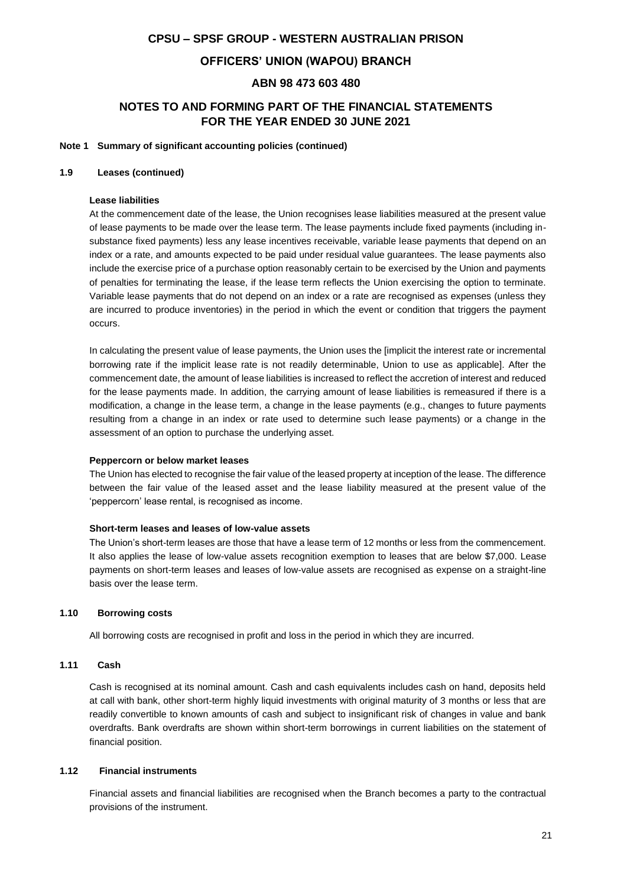# CPSU – SPSF GROUP - WESTERN AUSTRALIAN PRISON

## OFFICERS' UNION (WAPOU) BRANCH

## ABN 98 473 603 480

## NOTES TO AND FORMING PART OF THE FINANCIAL STATEMENTS FOR THE YEAR ENDED 30 JUNE 2021

**Note 1 Summary of significant accounting policies (continued)**

**1.9 Leases (continued)**

**Lease liabilities**

At the commencement date of the lease, the Union recognises lease liabilities measured at the present value of lease payments to be made over the lease term. The lease payments include fixed payments (including in-substance fixed payments) less any lease incentives receivable, variable lease payments that depend on an index or a rate, and amounts expected to be paid under residual value guarantees. The lease payments also include the exercise price of a purchase option reasonably certain to be exercised by the Union and payments of penalties for terminating the lease, if the lease term reflects the Union exercising the option to terminate. Variable lease payments that do not depend on an index or a rate are recognised as expenses (unless they are incurred to produce inventories) in the period in which the event or condition that triggers the payment occurs.

In calculating the present value of lease payments, the Union uses the [implicit the interest rate or incremental borrowing rate if the implicit lease rate is not readily determinable, Union to use as applicable]. After the commencement date, the amount of lease liabilities is increased to reflect the accretion of interest and reduced for the lease payments made. In addition, the carrying amount of lease liabilities is remeasured if there is a modification, a change in the lease term, a change in the lease payments (e.g., changes to future payments resulting from a change in an index or rate used to determine such lease payments) or a change in the assessment of an option to purchase the underlying asset.

**Peppercorn or below market leases**

The Union has elected to recognise the fair value of the leased property at inception of the lease. The difference between the fair value of the leased asset and the lease liability measured at the present value of the 'peppercorn' lease rental, is recognised as income.

**Short-term leases and leases of low-value assets**

The Union's short-term leases are those that have a lease term of 12 months or less from the commencement. It also applies the lease of low-value assets recognition exemption to leases that are below $7,000. Lease payments on short-term leases and leases of low-value assets are recognised as expense on a straight-line basis over the lease term.

**1.10 Borrowing costs**

All borrowing costs are recognised in profit and loss in the period in which they are incurred.

**1.11 Cash**

Cash is recognised at its nominal amount. Cash and cash equivalents includes cash on hand, deposits held at call with bank, other short-term highly liquid investments with original maturity of 3 months or less that are readily convertible to known amounts of cash and subject to insignificant risk of changes in value and bank overdrafts. Bank overdrafts are shown within short-term borrowings in current liabilities on the statement of financial position.

**1.12 Financial instruments**

Financial assets and financial liabilities are recognised when the Branch becomes a party to the contractual provisions of the instrument.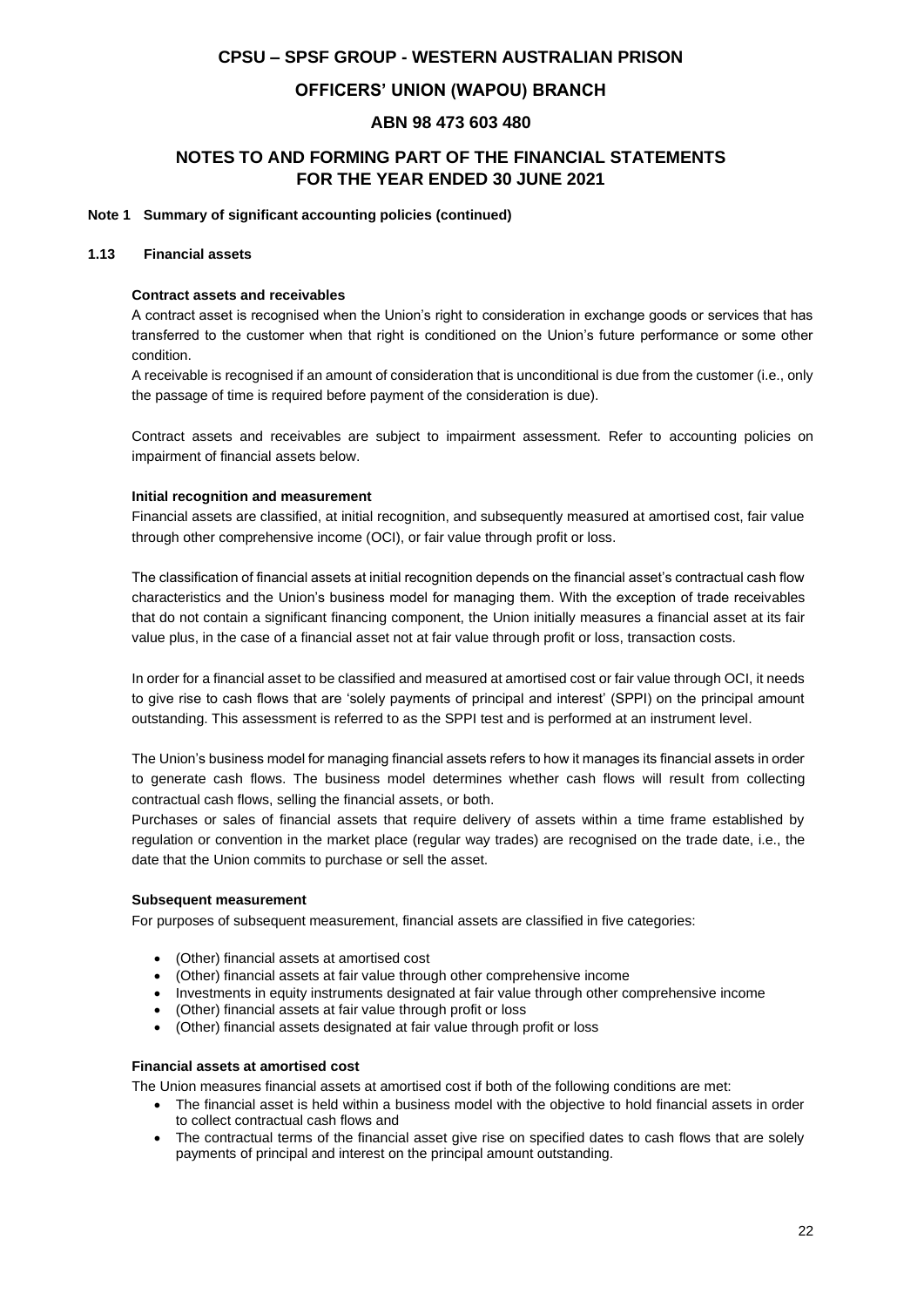**Note 1 Summary of significant accounting policies (continued)**

**1.13 Financial assets**

**Contract assets and receivables**

A contract asset is recognised when the Union's right to consideration in exchange goods or services that has transferred to the customer when that right is conditioned on the Union's future performance or some other condition.

A receivable is recognised if an amount of consideration that is unconditional is due from the customer (i.e., only the passage of time is required before payment of the consideration is due).

Contract assets and receivables are subject to impairment assessment. Refer to accounting policies on impairment of financial assets below.

**Initial recognition and measurement**

Financial assets are classified, at initial recognition, and subsequently measured at amortised cost, fair value through other comprehensive income (OCI), or fair value through profit or loss.

The classification of financial assets at initial recognition depends on the financial asset's contractual cash flow characteristics and the Union's business model for managing them. With the exception of trade receivables that do not contain a significant financing component, the Union initially measures a financial asset at its fair value plus, in the case of a financial asset not at fair value through profit or loss, transaction costs.

In order for a financial asset to be classified and measured at amortised cost or fair value through OCI, it needs to give rise to cash flows that are 'solely payments of principal and interest' (SPPI) on the principal amount outstanding. This assessment is referred to as the SPPI test and is performed at an instrument level.

The Union's business model for managing financial assets refers to how it manages its financial assets in order to generate cash flows. The business model determines whether cash flows will result from collecting contractual cash flows, selling the financial assets, or both.

Purchases or sales of financial assets that require delivery of assets within a time frame established by regulation or convention in the market place (regular way trades) are recognised on the trade date, i.e., the date that the Union commits to purchase or sell the asset.

**Subsequent measurement**

For purposes of subsequent measurement, financial assets are classified in five categories:

- (Other) financial assets at amortised cost
- (Other) financial assets at fair value through other comprehensive income
- Investments in equity instruments designated at fair value through other comprehensive income
- (Other) financial assets at fair value through profit or loss
- (Other) financial assets designated at fair value through profit or loss

**Financial assets at amortised cost**

The Union measures financial assets at amortised cost if both of the following conditions are met:

- The financial asset is held within a business model with the objective to hold financial assets in order to collect contractual cash flows and
- The contractual terms of the financial asset give rise on specified dates to cash flows that are solely payments of principal and interest on the principal amount outstanding.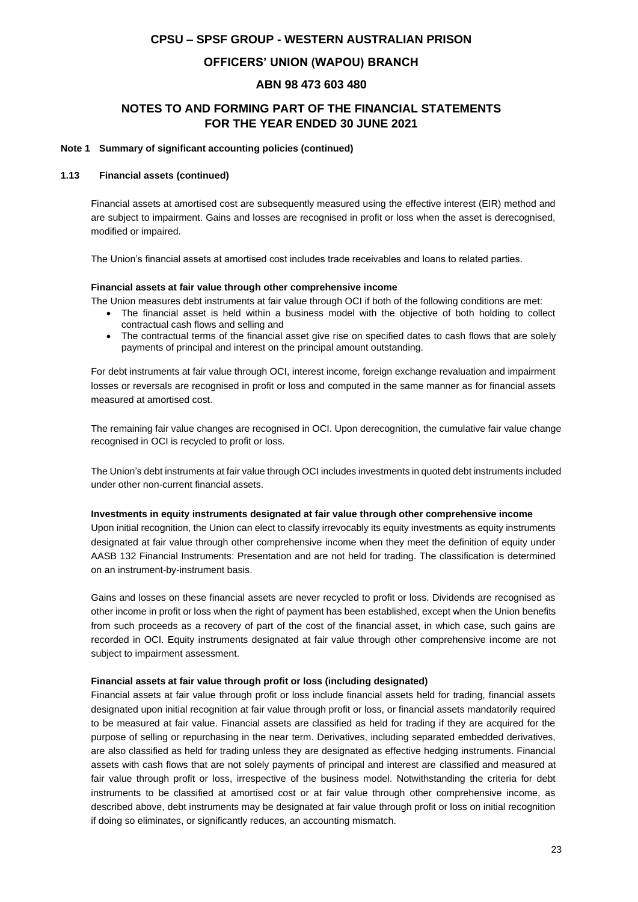# CPSU – SPSF GROUP - WESTERN AUSTRALIAN PRISON

## OFFICERS' UNION (WAPOU) BRANCH

## ABN 98 473 603 480

## NOTES TO AND FORMING PART OF THE FINANCIAL STATEMENTS FOR THE YEAR ENDED 30 JUNE 2021

**Note 1 Summary of significant accounting policies (continued)**

**1.13 Financial assets (continued)**

Financial assets at amortised cost are subsequently measured using the effective interest (EIR) method and are subject to impairment. Gains and losses are recognised in profit or loss when the asset is derecognised, modified or impaired.

The Union's financial assets at amortised cost includes trade receivables and loans to related parties.

**Financial assets at fair value through other comprehensive income**

The Union measures debt instruments at fair value through OCI if both of the following conditions are met:

- The financial asset is held within a business model with the objective of both holding to collect contractual cash flows and selling and
- The contractual terms of the financial asset give rise on specified dates to cash flows that are solely payments of principal and interest on the principal amount outstanding.

For debt instruments at fair value through OCI, interest income, foreign exchange revaluation and impairment losses or reversals are recognised in profit or loss and computed in the same manner as for financial assets measured at amortised cost.

The remaining fair value changes are recognised in OCI. Upon derecognition, the cumulative fair value change recognised in OCI is recycled to profit or loss.

The Union's debt instruments at fair value through OCI includes investments in quoted debt instruments included under other non-current financial assets.

**Investments in equity instruments designated at fair value through other comprehensive income**

Upon initial recognition, the Union can elect to classify irrevocably its equity investments as equity instruments designated at fair value through other comprehensive income when they meet the definition of equity under AASB 132 Financial Instruments: Presentation and are not held for trading. The classification is determined on an instrument-by-instrument basis.

Gains and losses on these financial assets are never recycled to profit or loss. Dividends are recognised as other income in profit or loss when the right of payment has been established, except when the Union benefits from such proceeds as a recovery of part of the cost of the financial asset, in which case, such gains are recorded in OCI. Equity instruments designated at fair value through other comprehensive income are not subject to impairment assessment.

**Financial assets at fair value through profit or loss (including designated)**

Financial assets at fair value through profit or loss include financial assets held for trading, financial assets designated upon initial recognition at fair value through profit or loss, or financial assets mandatorily required to be measured at fair value. Financial assets are classified as held for trading if they are acquired for the purpose of selling or repurchasing in the near term. Derivatives, including separated embedded derivatives, are also classified as held for trading unless they are designated as effective hedging instruments. Financial assets with cash flows that are not solely payments of principal and interest are classified and measured at fair value through profit or loss, irrespective of the business model. Notwithstanding the criteria for debt instruments to be classified at amortised cost or at fair value through other comprehensive income, as described above, debt instruments may be designated at fair value through profit or loss on initial recognition if doing so eliminates, or significantly reduces, an accounting mismatch.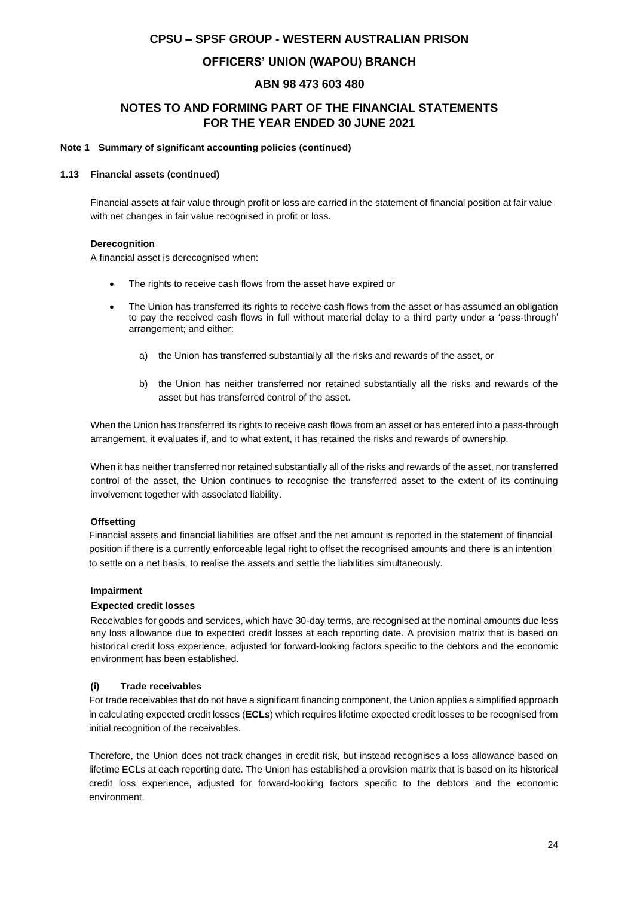# CPSU – SPSF GROUP - WESTERN AUSTRALIAN PRISON

# OFFICERS' UNION (WAPOU) BRANCH

# ABN 98 473 603 480

## NOTES TO AND FORMING PART OF THE FINANCIAL STATEMENTS FOR THE YEAR ENDED 30 JUNE 2021

**Note 1 Summary of significant accounting policies (continued)**

**1.13 Financial assets (continued)**

Financial assets at fair value through profit or loss are carried in the statement of financial position at fair value with net changes in fair value recognised in profit or loss.

**Derecognition**

A financial asset is derecognised when:

- The rights to receive cash flows from the asset have expired or
- The Union has transferred its rights to receive cash flows from the asset or has assumed an obligation to pay the received cash flows in full without material delay to a third party under a 'pass-through' arrangement; and either:
  - a) the Union has transferred substantially all the risks and rewards of the asset, or
  - b) the Union has neither transferred nor retained substantially all the risks and rewards of the asset but has transferred control of the asset.

When the Union has transferred its rights to receive cash flows from an asset or has entered into a pass-through arrangement, it evaluates if, and to what extent, it has retained the risks and rewards of ownership.

When it has neither transferred nor retained substantially all of the risks and rewards of the asset, nor transferred control of the asset, the Union continues to recognise the transferred asset to the extent of its continuing involvement together with associated liability.

**Offsetting**

Financial assets and financial liabilities are offset and the net amount is reported in the statement of financial position if there is a currently enforceable legal right to offset the recognised amounts and there is an intention to settle on a net basis, to realise the assets and settle the liabilities simultaneously.

**Impairment**

**Expected credit losses**

Receivables for goods and services, which have 30-day terms, are recognised at the nominal amounts due less any loss allowance due to expected credit losses at each reporting date. A provision matrix that is based on historical credit loss experience, adjusted for forward-looking factors specific to the debtors and the economic environment has been established.

**(i) Trade receivables**

For trade receivables that do not have a significant financing component, the Union applies a simplified approach in calculating expected credit losses (**ECLs**) which requires lifetime expected credit losses to be recognised from initial recognition of the receivables.

Therefore, the Union does not track changes in credit risk, but instead recognises a loss allowance based on lifetime ECLs at each reporting date. The Union has established a provision matrix that is based on its historical credit loss experience, adjusted for forward-looking factors specific to the debtors and the economic environment.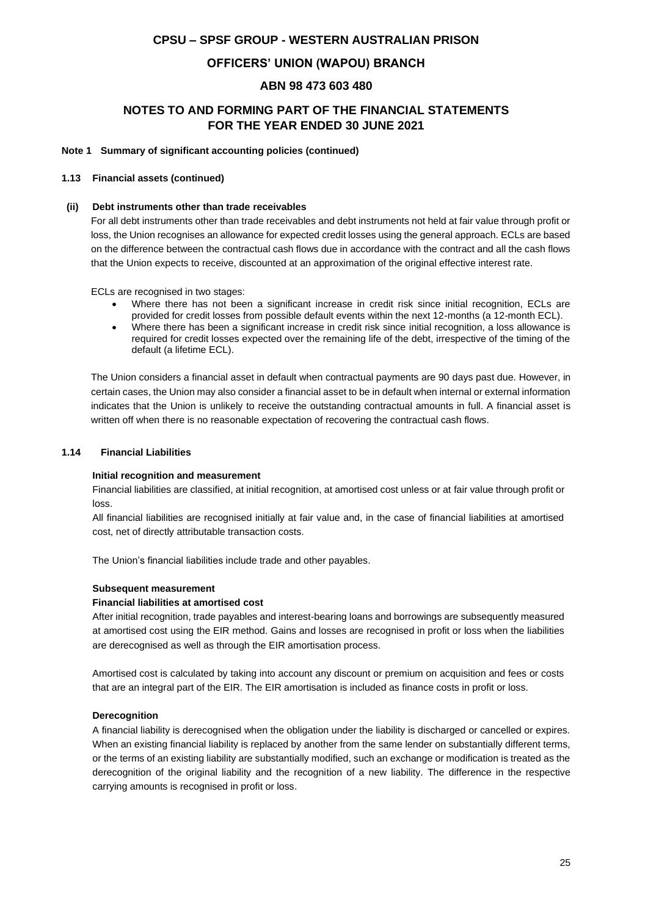**Note 1 Summary of significant accounting policies (continued)**

**1.13 Financial assets (continued)**

**(ii) Debt instruments other than trade receivables**

For all debt instruments other than trade receivables and debt instruments not held at fair value through profit or loss, the Union recognises an allowance for expected credit losses using the general approach. ECLs are based on the difference between the contractual cash flows due in accordance with the contract and all the cash flows that the Union expects to receive, discounted at an approximation of the original effective interest rate.

ECLs are recognised in two stages:

- Where there has not been a significant increase in credit risk since initial recognition, ECLs are provided for credit losses from possible default events within the next 12-months (a 12-month ECL).
- Where there has been a significant increase in credit risk since initial recognition, a loss allowance is required for credit losses expected over the remaining life of the debt, irrespective of the timing of the default (a lifetime ECL).

The Union considers a financial asset in default when contractual payments are 90 days past due. However, in certain cases, the Union may also consider a financial asset to be in default when internal or external information indicates that the Union is unlikely to receive the outstanding contractual amounts in full. A financial asset is written off when there is no reasonable expectation of recovering the contractual cash flows.

**1.14 Financial Liabilities**

**Initial recognition and measurement**

Financial liabilities are classified, at initial recognition, at amortised cost unless or at fair value through profit or loss.

All financial liabilities are recognised initially at fair value and, in the case of financial liabilities at amortised cost, net of directly attributable transaction costs.

The Union's financial liabilities include trade and other payables.

**Subsequent measurement**

**Financial liabilities at amortised cost**

After initial recognition, trade payables and interest-bearing loans and borrowings are subsequently measured at amortised cost using the EIR method. Gains and losses are recognised in profit or loss when the liabilities are derecognised as well as through the EIR amortisation process.

Amortised cost is calculated by taking into account any discount or premium on acquisition and fees or costs that are an integral part of the EIR. The EIR amortisation is included as finance costs in profit or loss.

**Derecognition**

A financial liability is derecognised when the obligation under the liability is discharged or cancelled or expires. When an existing financial liability is replaced by another from the same lender on substantially different terms, or the terms of an existing liability are substantially modified, such an exchange or modification is treated as the derecognition of the original liability and the recognition of a new liability. The difference in the respective carrying amounts is recognised in profit or loss.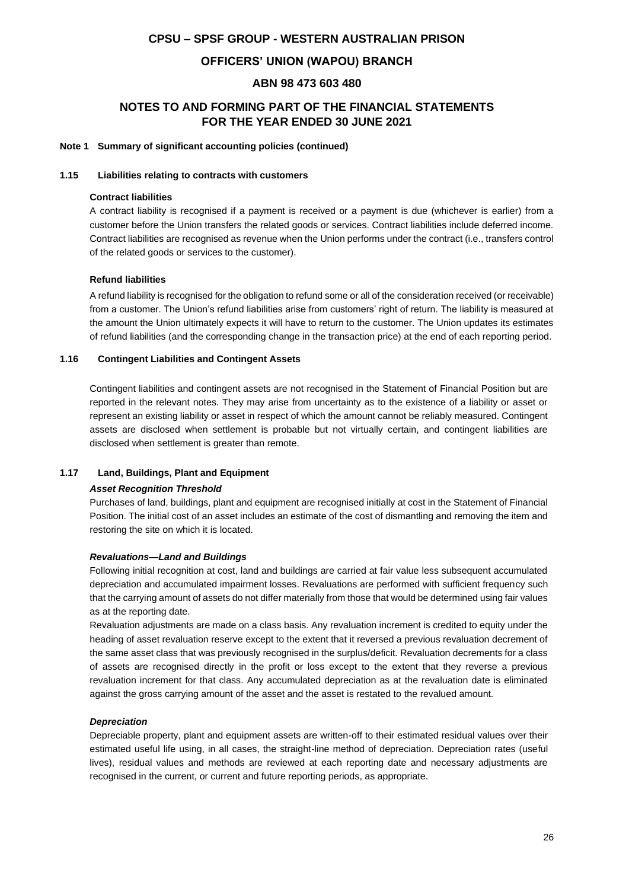# CPSU – SPSF GROUP - WESTERN AUSTRALIAN PRISON

## OFFICERS' UNION (WAPOU) BRANCH

## ABN 98 473 603 480

## NOTES TO AND FORMING PART OF THE FINANCIAL STATEMENTS FOR THE YEAR ENDED 30 JUNE 2021

**Note 1 Summary of significant accounting policies (continued)**

**1.15 Liabilities relating to contracts with customers**

**Contract liabilities**

A contract liability is recognised if a payment is received or a payment is due (whichever is earlier) from a customer before the Union transfers the related goods or services. Contract liabilities include deferred income. Contract liabilities are recognised as revenue when the Union performs under the contract (i.e., transfers control of the related goods or services to the customer).

**Refund liabilities**

A refund liability is recognised for the obligation to refund some or all of the consideration received (or receivable) from a customer. The Union's refund liabilities arise from customers' right of return. The liability is measured at the amount the Union ultimately expects it will have to return to the customer. The Union updates its estimates of refund liabilities (and the corresponding change in the transaction price) at the end of each reporting period.

**1.16 Contingent Liabilities and Contingent Assets**

Contingent liabilities and contingent assets are not recognised in the Statement of Financial Position but are reported in the relevant notes. They may arise from uncertainty as to the existence of a liability or asset or represent an existing liability or asset in respect of which the amount cannot be reliably measured. Contingent assets are disclosed when settlement is probable but not virtually certain, and contingent liabilities are disclosed when settlement is greater than remote.

**1.17 Land, Buildings, Plant and Equipment**

***Asset Recognition Threshold***

Purchases of land, buildings, plant and equipment are recognised initially at cost in the Statement of Financial Position. The initial cost of an asset includes an estimate of the cost of dismantling and removing the item and restoring the site on which it is located.

***Revaluations—Land and Buildings***

Following initial recognition at cost, land and buildings are carried at fair value less subsequent accumulated depreciation and accumulated impairment losses. Revaluations are performed with sufficient frequency such that the carrying amount of assets do not differ materially from those that would be determined using fair values as at the reporting date.

Revaluation adjustments are made on a class basis. Any revaluation increment is credited to equity under the heading of asset revaluation reserve except to the extent that it reversed a previous revaluation decrement of the same asset class that was previously recognised in the surplus/deficit. Revaluation decrements for a class of assets are recognised directly in the profit or loss except to the extent that they reverse a previous revaluation increment for that class. Any accumulated depreciation as at the revaluation date is eliminated against the gross carrying amount of the asset and the asset is restated to the revalued amount.

***Depreciation***

Depreciable property, plant and equipment assets are written-off to their estimated residual values over their estimated useful life using, in all cases, the straight-line method of depreciation. Depreciation rates (useful lives), residual values and methods are reviewed at each reporting date and necessary adjustments are recognised in the current, or current and future reporting periods, as appropriate.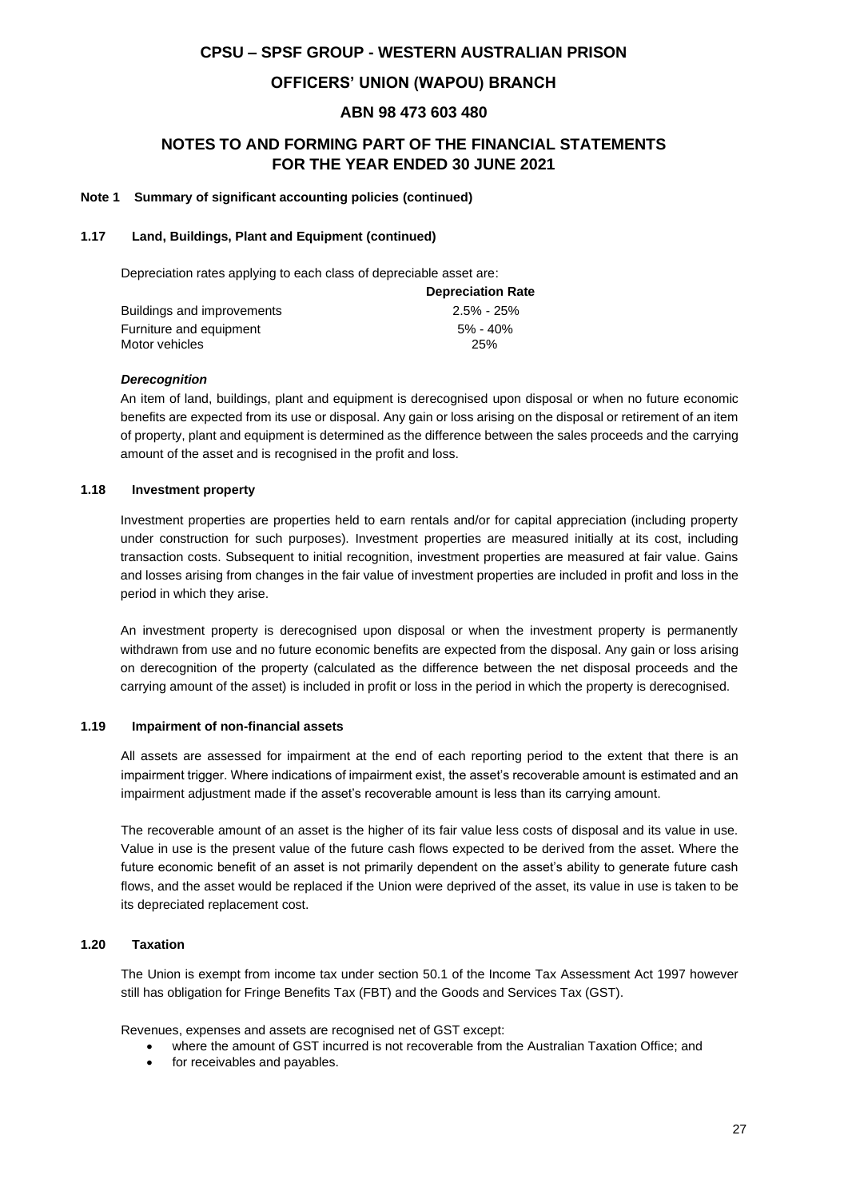**Note 1 Summary of significant accounting policies (continued)**

**1.17 Land, Buildings, Plant and Equipment (continued)**

Depreciation rates applying to each class of depreciable asset are:

| | Depreciation Rate |
|---|---|
| Buildings and improvements | 2.5% - 25% |
| Furniture and equipment | 5% - 40% |
| Motor vehicles | 25% |

***Derecognition***

An item of land, buildings, plant and equipment is derecognised upon disposal or when no future economic benefits are expected from its use or disposal. Any gain or loss arising on the disposal or retirement of an item of property, plant and equipment is determined as the difference between the sales proceeds and the carrying amount of the asset and is recognised in the profit and loss.

**1.18 Investment property**

Investment properties are properties held to earn rentals and/or for capital appreciation (including property under construction for such purposes). Investment properties are measured initially at its cost, including transaction costs. Subsequent to initial recognition, investment properties are measured at fair value. Gains and losses arising from changes in the fair value of investment properties are included in profit and loss in the period in which they arise.

An investment property is derecognised upon disposal or when the investment property is permanently withdrawn from use and no future economic benefits are expected from the disposal. Any gain or loss arising on derecognition of the property (calculated as the difference between the net disposal proceeds and the carrying amount of the asset) is included in profit or loss in the period in which the property is derecognised.

**1.19 Impairment of non-financial assets**

All assets are assessed for impairment at the end of each reporting period to the extent that there is an impairment trigger. Where indications of impairment exist, the asset's recoverable amount is estimated and an impairment adjustment made if the asset's recoverable amount is less than its carrying amount.

The recoverable amount of an asset is the higher of its fair value less costs of disposal and its value in use. Value in use is the present value of the future cash flows expected to be derived from the asset. Where the future economic benefit of an asset is not primarily dependent on the asset's ability to generate future cash flows, and the asset would be replaced if the Union were deprived of the asset, its value in use is taken to be its depreciated replacement cost.

**1.20 Taxation**

The Union is exempt from income tax under section 50.1 of the Income Tax Assessment Act 1997 however still has obligation for Fringe Benefits Tax (FBT) and the Goods and Services Tax (GST).

Revenues, expenses and assets are recognised net of GST except:

- where the amount of GST incurred is not recoverable from the Australian Taxation Office; and
- for receivables and payables.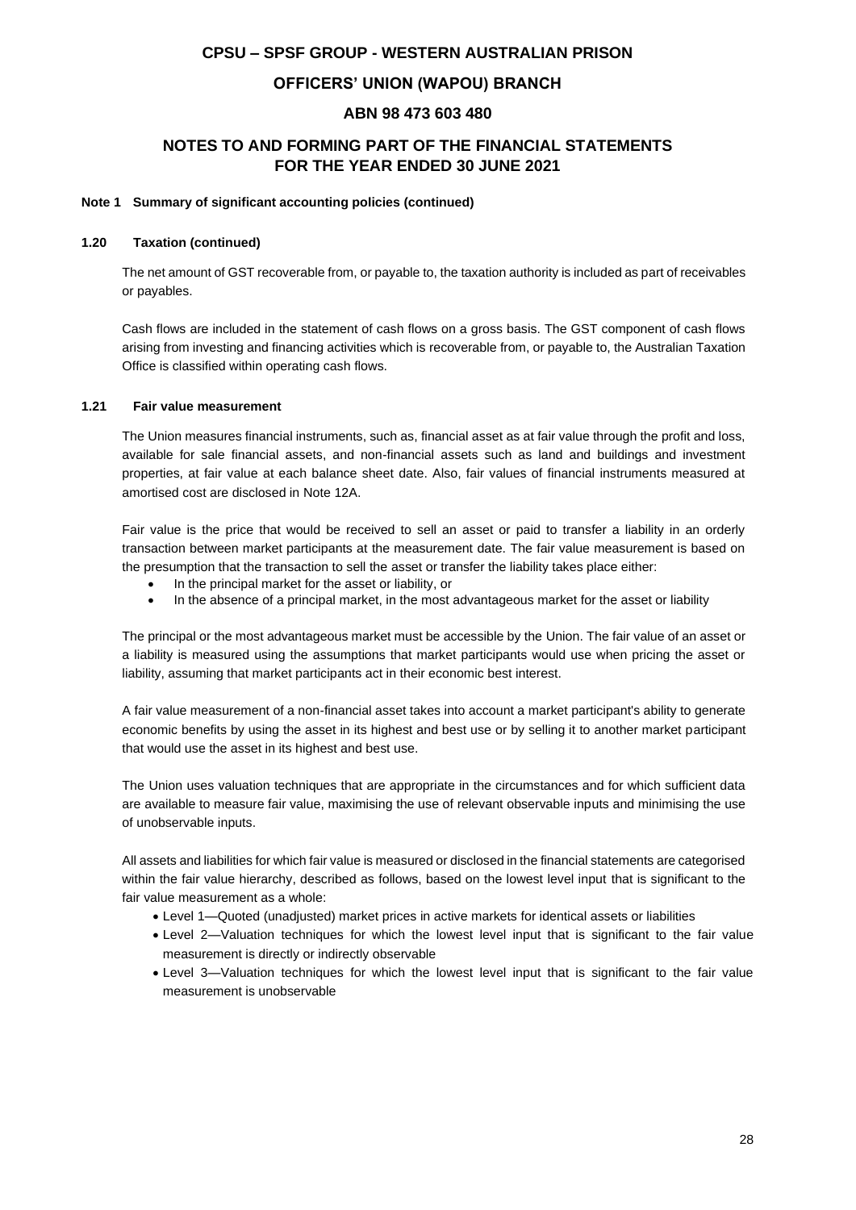# CPSU – SPSF GROUP - WESTERN AUSTRALIAN PRISON

## OFFICERS' UNION (WAPOU) BRANCH

## ABN 98 473 603 480

## NOTES TO AND FORMING PART OF THE FINANCIAL STATEMENTS FOR THE YEAR ENDED 30 JUNE 2021

**Note 1 Summary of significant accounting policies (continued)**

**1.20 Taxation (continued)**

The net amount of GST recoverable from, or payable to, the taxation authority is included as part of receivables or payables.

Cash flows are included in the statement of cash flows on a gross basis. The GST component of cash flows arising from investing and financing activities which is recoverable from, or payable to, the Australian Taxation Office is classified within operating cash flows.

**1.21 Fair value measurement**

The Union measures financial instruments, such as, financial asset as at fair value through the profit and loss, available for sale financial assets, and non-financial assets such as land and buildings and investment properties, at fair value at each balance sheet date. Also, fair values of financial instruments measured at amortised cost are disclosed in Note 12A.

Fair value is the price that would be received to sell an asset or paid to transfer a liability in an orderly transaction between market participants at the measurement date. The fair value measurement is based on the presumption that the transaction to sell the asset or transfer the liability takes place either:

- In the principal market for the asset or liability, or
- In the absence of a principal market, in the most advantageous market for the asset or liability

The principal or the most advantageous market must be accessible by the Union. The fair value of an asset or a liability is measured using the assumptions that market participants would use when pricing the asset or liability, assuming that market participants act in their economic best interest.

A fair value measurement of a non-financial asset takes into account a market participant's ability to generate economic benefits by using the asset in its highest and best use or by selling it to another market participant that would use the asset in its highest and best use.

The Union uses valuation techniques that are appropriate in the circumstances and for which sufficient data are available to measure fair value, maximising the use of relevant observable inputs and minimising the use of unobservable inputs.

All assets and liabilities for which fair value is measured or disclosed in the financial statements are categorised within the fair value hierarchy, described as follows, based on the lowest level input that is significant to the fair value measurement as a whole:

- Level 1—Quoted (unadjusted) market prices in active markets for identical assets or liabilities
- Level 2—Valuation techniques for which the lowest level input that is significant to the fair value measurement is directly or indirectly observable
- Level 3—Valuation techniques for which the lowest level input that is significant to the fair value measurement is unobservable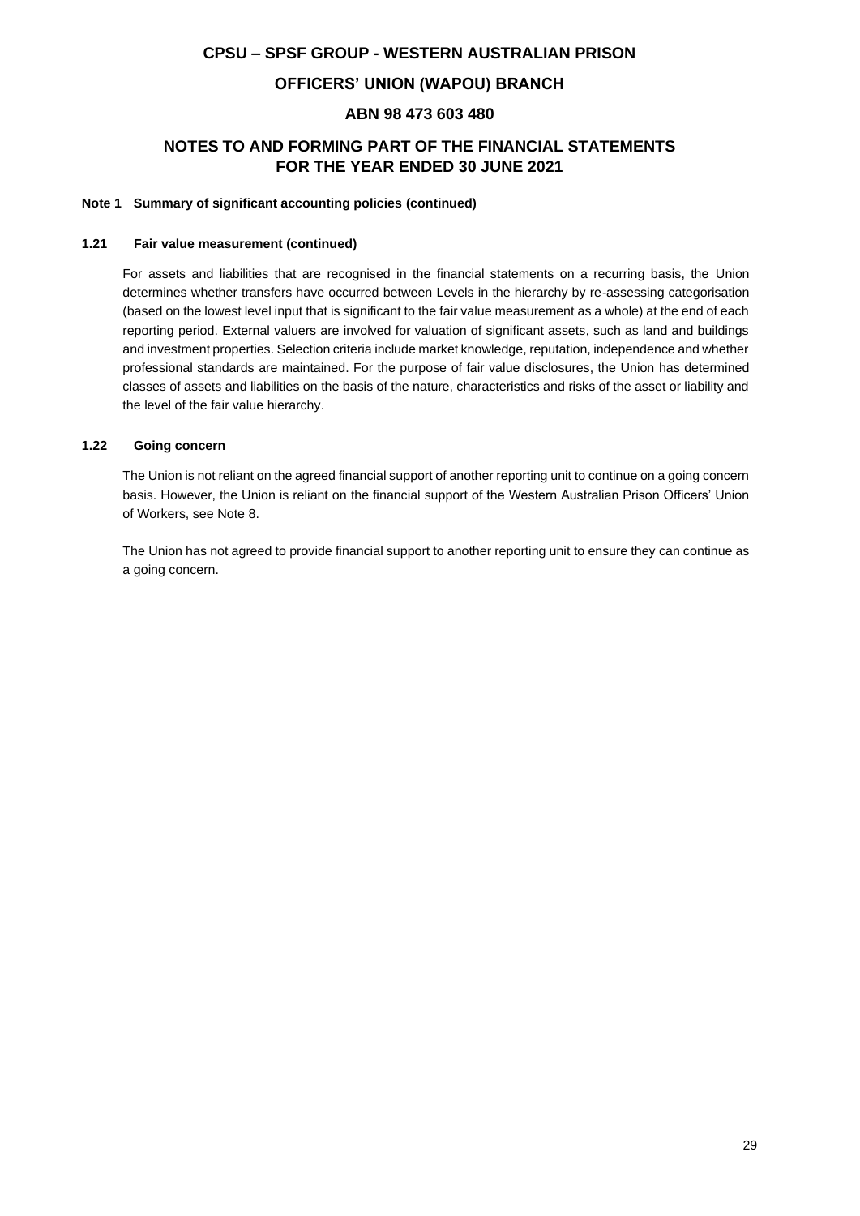# CPSU – SPSF GROUP - WESTERN AUSTRALIAN PRISON

# OFFICERS' UNION (WAPOU) BRANCH

# ABN 98 473 603 480

## NOTES TO AND FORMING PART OF THE FINANCIAL STATEMENTS FOR THE YEAR ENDED 30 JUNE 2021

### Note 1 Summary of significant accounting policies (continued)

### 1.21 Fair value measurement (continued)

For assets and liabilities that are recognised in the financial statements on a recurring basis, the Union determines whether transfers have occurred between Levels in the hierarchy by re-assessing categorisation (based on the lowest level input that is significant to the fair value measurement as a whole) at the end of each reporting period. External valuers are involved for valuation of significant assets, such as land and buildings and investment properties. Selection criteria include market knowledge, reputation, independence and whether professional standards are maintained. For the purpose of fair value disclosures, the Union has determined classes of assets and liabilities on the basis of the nature, characteristics and risks of the asset or liability and the level of the fair value hierarchy.

### 1.22 Going concern

The Union is not reliant on the agreed financial support of another reporting unit to continue on a going concern basis. However, the Union is reliant on the financial support of the Western Australian Prison Officers' Union of Workers, see Note 8.

The Union has not agreed to provide financial support to another reporting unit to ensure they can continue as a going concern.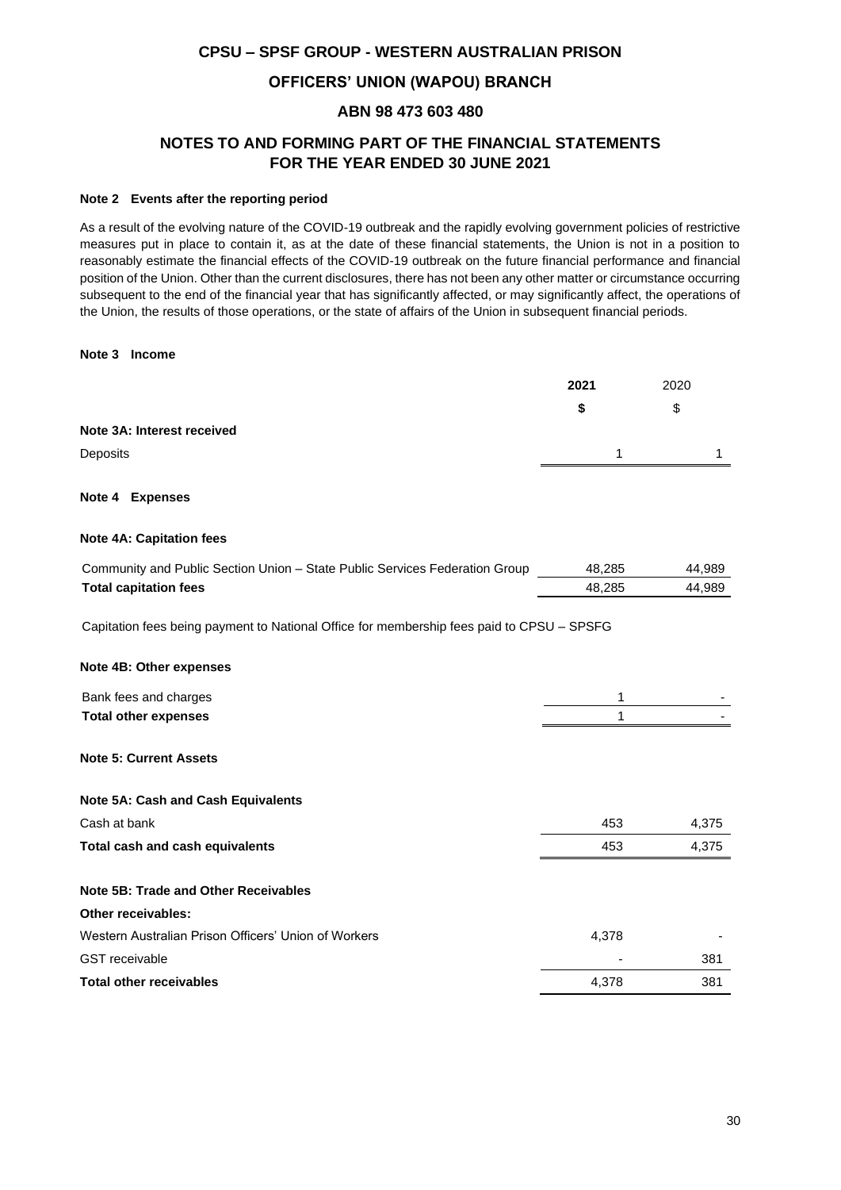# CPSU – SPSF GROUP - WESTERN AUSTRALIAN PRISON

## OFFICERS' UNION (WAPOU) BRANCH

## ABN 98 473 603 480

## NOTES TO AND FORMING PART OF THE FINANCIAL STATEMENTS FOR THE YEAR ENDED 30 JUNE 2021

**Note 2 Events after the reporting period**

As a result of the evolving nature of the COVID-19 outbreak and the rapidly evolving government policies of restrictive measures put in place to contain it, as at the date of these financial statements, the Union is not in a position to reasonably estimate the financial effects of the COVID-19 outbreak on the future financial performance and financial position of the Union. Other than the current disclosures, there has not been any other matter or circumstance occurring subsequent to the end of the financial year that has significantly affected, or may significantly affect, the operations of the Union, the results of those operations, or the state of affairs of the Union in subsequent financial periods.

**Note 3 Income**

| | **2021** | 2020 |
|---|---|---|
| | **$** | $ |
| **Note 3A: Interest received** | | |
| Deposits | 1 | 1 |

**Note 4 Expenses**

| | **2021** | 2020 |
|---|---|---|
| **Note 4A: Capitation fees** | | |
| Community and Public Section Union – State Public Services Federation Group | 48,285 | 44,989 |
| **Total capitation fees** | 48,285 | 44,989 |

Capitation fees being payment to National Office for membership fees paid to CPSU – SPSFG

| | **2021** | 2020 |
|---|---|---|
| **Note 4B: Other expenses** | | |
| Bank fees and charges | 1 | - |
| **Total other expenses** | 1 | - |

**Note 5: Current Assets**

| | **2021** | 2020 |
|---|---|---|
| **Note 5A: Cash and Cash Equivalents** | | |
| Cash at bank | 453 | 4,375 |
| **Total cash and cash equivalents** | 453 | 4,375 |
| | | |
| **Note 5B: Trade and Other Receivables** | | |
| **Other receivables:** | | |
| Western Australian Prison Officers' Union of Workers | 4,378 | - |
| GST receivable | - | 381 |
| **Total other receivables** | 4,378 | 381 |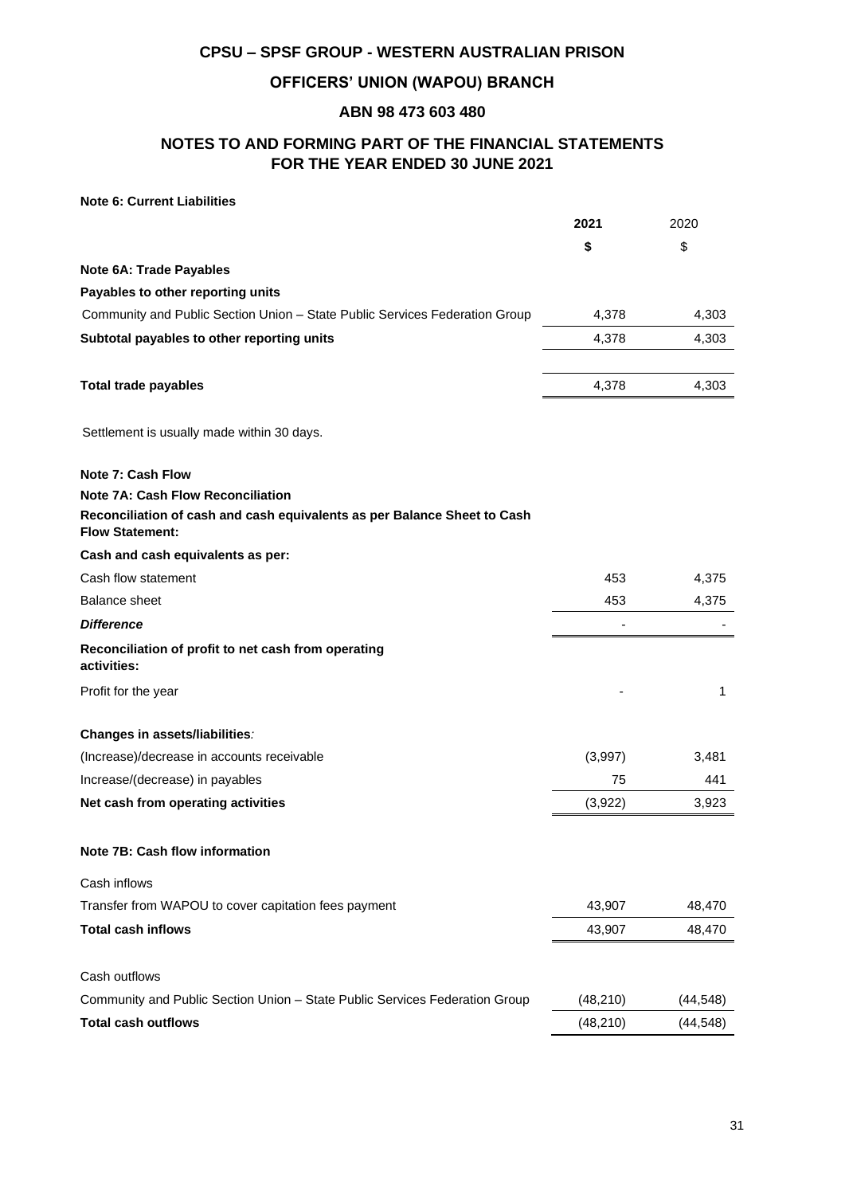# CPSU – SPSF GROUP - WESTERN AUSTRALIAN PRISON

## OFFICERS' UNION (WAPOU) BRANCH

### ABN 98 473 603 480

## NOTES TO AND FORMING PART OF THE FINANCIAL STATEMENTS FOR THE YEAR ENDED 30 JUNE 2021

**Note 6: Current Liabilities**

| | 2021 | 2020 |
|---|---|---|
| | $ | $ |
| **Note 6A: Trade Payables** | | |
| **Payables to other reporting units** | | |
| Community and Public Section Union – State Public Services Federation Group | 4,378 | 4,303 |
| **Subtotal payables to other reporting units** | 4,378 | 4,303 |
| **Total trade payables** | 4,378 | 4,303 |

Settlement is usually made within 30 days.

**Note 7: Cash Flow**

**Note 7A: Cash Flow Reconciliation**

| | 2021 | 2020 |
|---|---|---|
| **Reconciliation of cash and cash equivalents as per Balance Sheet to Cash Flow Statement:** | | |
| **Cash and cash equivalents as per:** | | |
| Cash flow statement | 453 | 4,375 |
| Balance sheet | 453 | 4,375 |
| ***Difference*** | - | - |
| **Reconciliation of profit to net cash from operating activities:** | | |
| Profit for the year | - | 1 |
| **Changes in assets/liabilities***:* | | |
| (Increase)/decrease in accounts receivable | (3,997) | 3,481 |
| Increase/(decrease) in payables | 75 | 441 |
| **Net cash from operating activities** | (3,922) | 3,923 |

**Note 7B: Cash flow information**

| | 2021 | 2020 |
|---|---|---|
| Cash inflows | | |
| Transfer from WAPOU to cover capitation fees payment | 43,907 | 48,470 |
| **Total cash inflows** | 43,907 | 48,470 |
| Cash outflows | | |
| Community and Public Section Union – State Public Services Federation Group | (48,210) | (44,548) |
| **Total cash outflows** | (48,210) | (44,548) |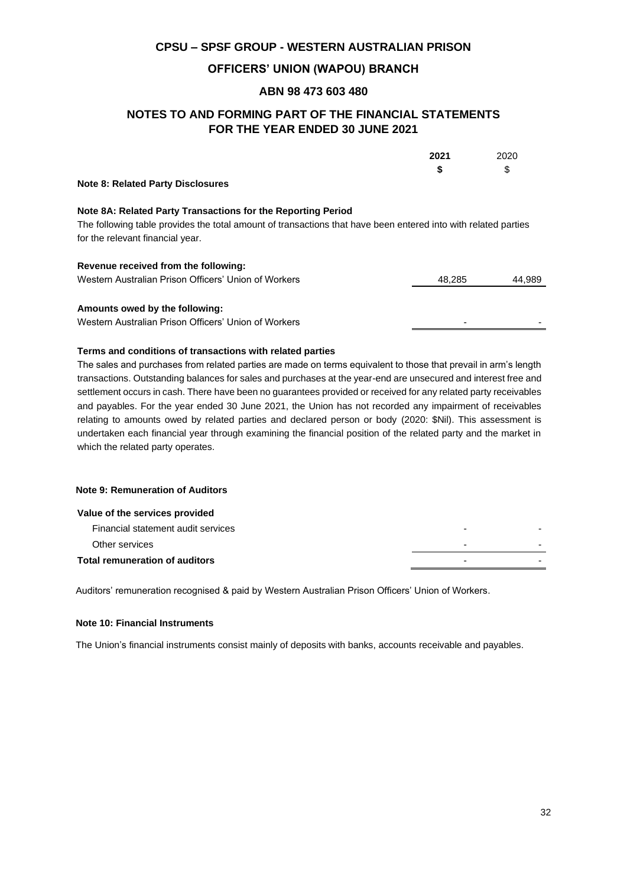# CPSU – SPSF GROUP - WESTERN AUSTRALIAN PRISON

## OFFICERS' UNION (WAPOU) BRANCH

## ABN 98 473 603 480

## NOTES TO AND FORMING PART OF THE FINANCIAL STATEMENTS FOR THE YEAR ENDED 30 JUNE 2021

| | **2021** | 2020 |
|---|---|---|
| | **$** | $ |

**Note 8: Related Party Disclosures**

**Note 8A: Related Party Transactions for the Reporting Period**

The following table provides the total amount of transactions that have been entered into with related parties for the relevant financial year.

| | 2021 | 2020 |
|---|---|---|
| **Revenue received from the following:** | | |
| Western Australian Prison Officers' Union of Workers | 48,285 | 44,989 |
| **Amounts owed by the following:** | | |
| Western Australian Prison Officers' Union of Workers | - | - |

**Terms and conditions of transactions with related parties**

The sales and purchases from related parties are made on terms equivalent to those that prevail in arm's length transactions. Outstanding balances for sales and purchases at the year-end are unsecured and interest free and settlement occurs in cash. There have been no guarantees provided or received for any related party receivables and payables. For the year ended 30 June 2021, the Union has not recorded any impairment of receivables relating to amounts owed by related parties and declared person or body (2020: $Nil). This assessment is undertaken each financial year through examining the financial position of the related party and the market in which the related party operates.

**Note 9: Remuneration of Auditors**

| | 2021 | 2020 |
|---|---|---|
| **Value of the services provided** | | |
| Financial statement audit services | - | - |
| Other services | - | - |
| **Total remuneration of auditors** | - | - |

Auditors' remuneration recognised & paid by Western Australian Prison Officers' Union of Workers.

**Note 10: Financial Instruments**

The Union's financial instruments consist mainly of deposits with banks, accounts receivable and payables.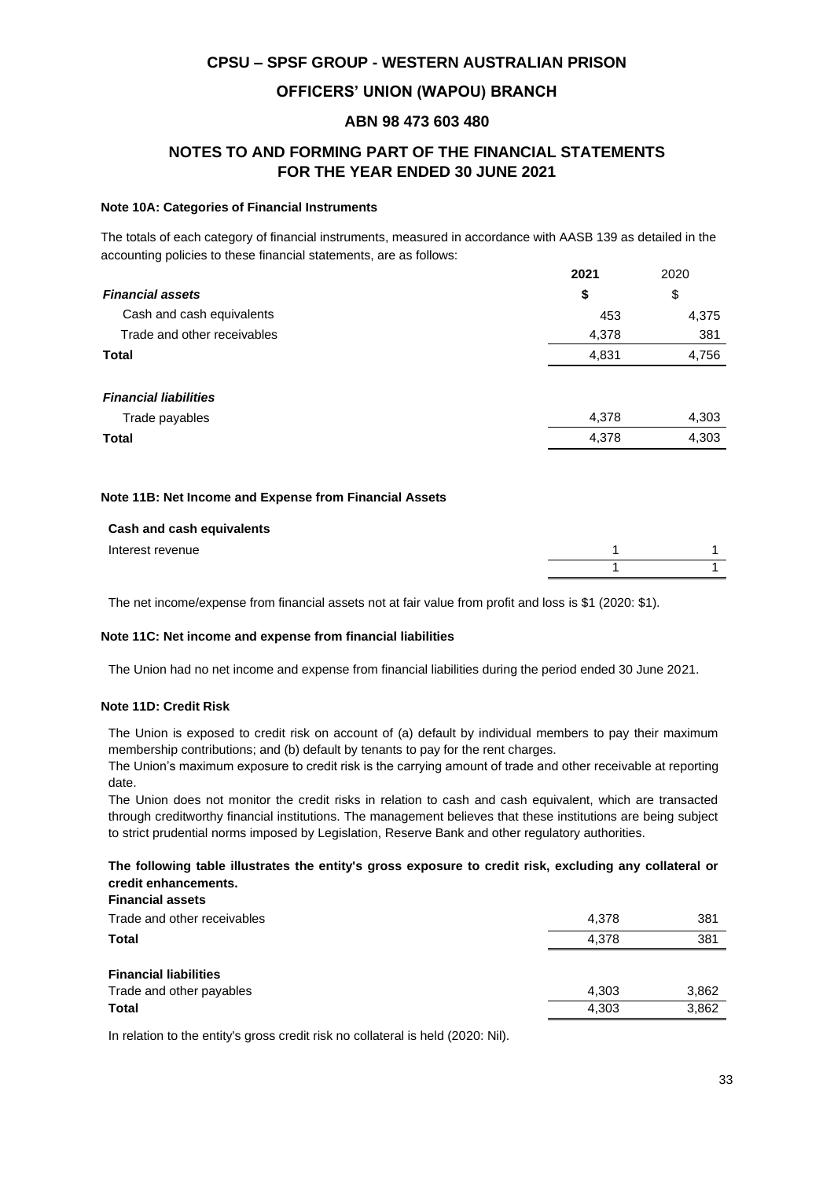# CPSU – SPSF GROUP - WESTERN AUSTRALIAN PRISON

## OFFICERS' UNION (WAPOU) BRANCH

## ABN 98 473 603 480

## NOTES TO AND FORMING PART OF THE FINANCIAL STATEMENTS FOR THE YEAR ENDED 30 JUNE 2021

### Note 10A: Categories of Financial Instruments

The totals of each category of financial instruments, measured in accordance with AASB 139 as detailed in the accounting policies to these financial statements, are as follows:

| | 2021 | 2020 |
|---|---|---|
| ***Financial assets*** | **$** | $ |
| Cash and cash equivalents | 453 | 4,375 |
| Trade and other receivables | 4,378 | 381 |
| **Total** | 4,831 | 4,756 |
| | | |
| ***Financial liabilities*** | | |
| Trade payables | 4,378 | 4,303 |
| **Total** | 4,378 | 4,303 |

### Note 11B: Net Income and Expense from Financial Assets

| | | |
|---|---|---|
| **Cash and cash equivalents** | | |
| Interest revenue | 1 | 1 |
| | 1 | 1 |

The net income/expense from financial assets not at fair value from profit and loss is $1 (2020: $1).

### Note 11C: Net income and expense from financial liabilities

The Union had no net income and expense from financial liabilities during the period ended 30 June 2021.

### Note 11D: Credit Risk

The Union is exposed to credit risk on account of (a) default by individual members to pay their maximum membership contributions; and (b) default by tenants to pay for the rent charges.

The Union's maximum exposure to credit risk is the carrying amount of trade and other receivable at reporting date.

The Union does not monitor the credit risks in relation to cash and cash equivalent, which are transacted through creditworthy financial institutions. The management believes that these institutions are being subject to strict prudential norms imposed by Legislation, Reserve Bank and other regulatory authorities.

**The following table illustrates the entity's gross exposure to credit risk, excluding any collateral or credit enhancements.**

| | | |
|---|---|---|
| **Financial assets** | | |
| Trade and other receivables | 4,378 | 381 |
| **Total** | 4,378 | 381 |
| | | |
| **Financial liabilities** | | |
| Trade and other payables | 4,303 | 3,862 |
| **Total** | 4,303 | 3,862 |

In relation to the entity's gross credit risk no collateral is held (2020: Nil).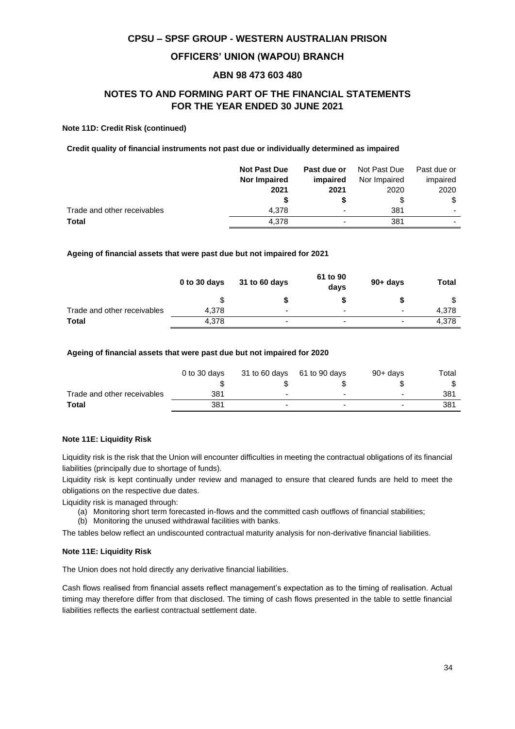**CPSU – SPSF GROUP - WESTERN AUSTRALIAN PRISON**

**OFFICERS' UNION (WAPOU) BRANCH**

**ABN 98 473 603 480**

## NOTES TO AND FORMING PART OF THE FINANCIAL STATEMENTS FOR THE YEAR ENDED 30 JUNE 2021

**Note 11D: Credit Risk (continued)**

**Credit quality of financial instruments not past due or individually determined as impaired**

| | **Not Past Due Nor Impaired 2021** | **Past due or impaired 2021** | Not Past Due Nor Impaired 2020 | Past due or impaired 2020 |
|---|---|---|---|---|
| | **$** | **$** | $ | $ |
| Trade and other receivables | 4,378 | - | 381 | - |
| **Total** | 4,378 | - | 381 | - |

**Ageing of financial assets that were past due but not impaired for 2021**

| | **0 to 30 days** | **31 to 60 days** | **61 to 90 days** | **90+ days** | **Total** |
|---|---|---|---|---|---|
| | $ | **$** | **$** | **$** | $ |
| Trade and other receivables | 4,378 | - | - | - | 4,378 |
| **Total** | 4,378 | - | - | - | 4,378 |

**Ageing of financial assets that were past due but not impaired for 2020**

| | 0 to 30 days | 31 to 60 days | 61 to 90 days | 90+ days | Total |
|---|---|---|---|---|---|
| | $ | $ | $ | $ | $ |
| Trade and other receivables | 381 | - | - | - | 381 |
| **Total** | 381 | - | - | - | 381 |

**Note 11E: Liquidity Risk**

Liquidity risk is the risk that the Union will encounter difficulties in meeting the contractual obligations of its financial liabilities (principally due to shortage of funds).

Liquidity risk is kept continually under review and managed to ensure that cleared funds are held to meet the obligations on the respective due dates.

Liquidity risk is managed through:

(a) Monitoring short term forecasted in-flows and the committed cash outflows of financial stabilities;
(b) Monitoring the unused withdrawal facilities with banks.

The tables below reflect an undiscounted contractual maturity analysis for non-derivative financial liabilities.

**Note 11E: Liquidity Risk**

The Union does not hold directly any derivative financial liabilities.

Cash flows realised from financial assets reflect management's expectation as to the timing of realisation. Actual timing may therefore differ from that disclosed. The timing of cash flows presented in the table to settle financial liabilities reflects the earliest contractual settlement date.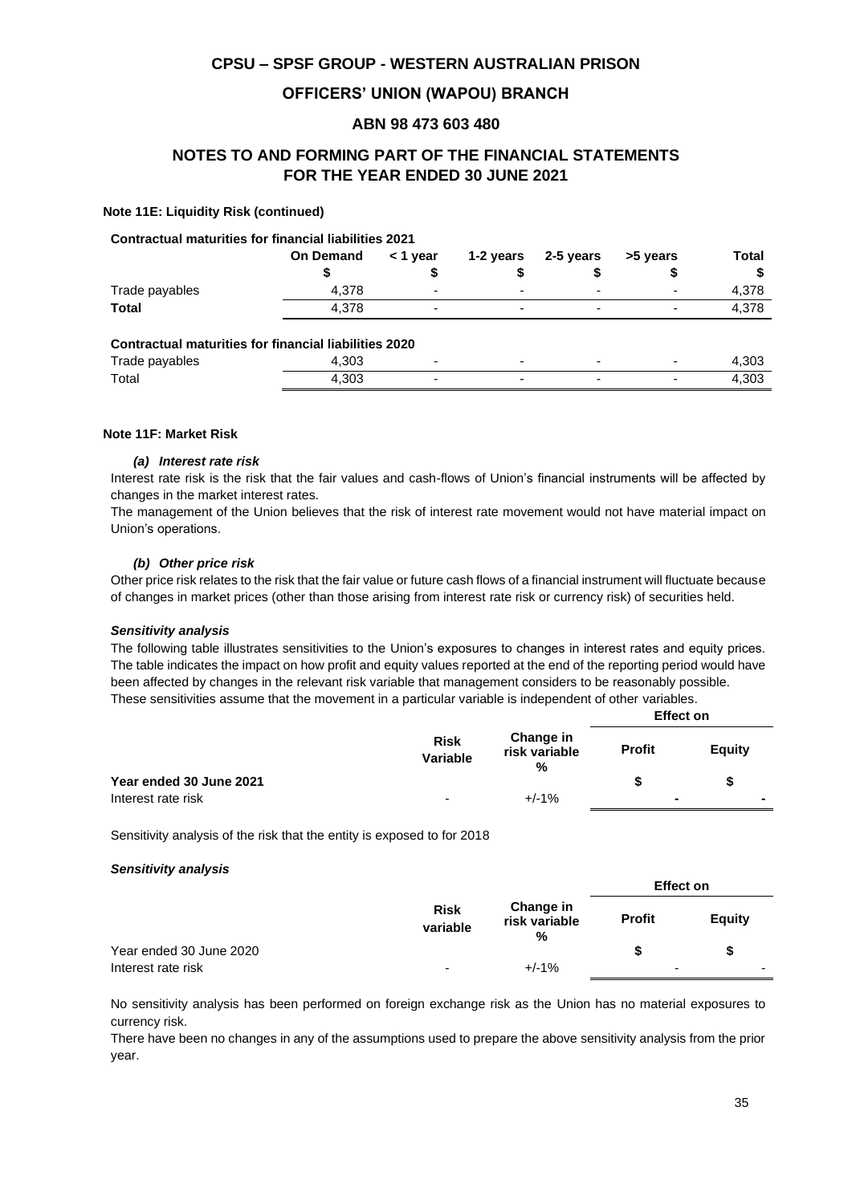**Note 11E: Liquidity Risk (continued)**

**Contractual maturities for financial liabilities 2021**

| | On Demand | < 1 year | 1-2 years | 2-5 years | >5 years | Total |
|---|---|---|---|---|---|---|
| | $ | $ | $ | $ | $ | $ |
| Trade payables | 4,378 | - | - | - | - | 4,378 |
| **Total** | 4,378 | - | - | - | - | 4,378 |

**Contractual maturities for financial liabilities 2020**

| | On Demand | < 1 year | 1-2 years | 2-5 years | >5 years | Total |
|---|---|---|---|---|---|---|
| Trade payables | 4,303 | - | - | - | - | 4,303 |
| Total | 4,303 | - | - | - | - | 4,303 |

**Note 11F: Market Risk**

***(a) Interest rate risk***

Interest rate risk is the risk that the fair values and cash-flows of Union's financial instruments will be affected by changes in the market interest rates.

The management of the Union believes that the risk of interest rate movement would not have material impact on Union's operations.

***(b) Other price risk***

Other price risk relates to the risk that the fair value or future cash flows of a financial instrument will fluctuate because of changes in market prices (other than those arising from interest rate risk or currency risk) of securities held.

***Sensitivity analysis***

The following table illustrates sensitivities to the Union's exposures to changes in interest rates and equity prices. The table indicates the impact on how profit and equity values reported at the end of the reporting period would have been affected by changes in the relevant risk variable that management considers to be reasonably possible.

These sensitivities assume that the movement in a particular variable is independent of other variables.

| | Risk Variable | Change in risk variable % | Effect on Profit | Effect on Equity |
|---|---|---|---|---|
| **Year ended 30 June 2021** | | | $ | $ |
| Interest rate risk | - | +/-1% | - | - |

Sensitivity analysis of the risk that the entity is exposed to for 2018

***Sensitivity analysis***

| | Risk variable | Change in risk variable % | Effect on Profit | Effect on Equity |
|---|---|---|---|---|
| Year ended 30 June 2020 | | | $ | $ |
| Interest rate risk | - | +/-1% | - | - |

No sensitivity analysis has been performed on foreign exchange risk as the Union has no material exposures to currency risk.

There have been no changes in any of the assumptions used to prepare the above sensitivity analysis from the prior year.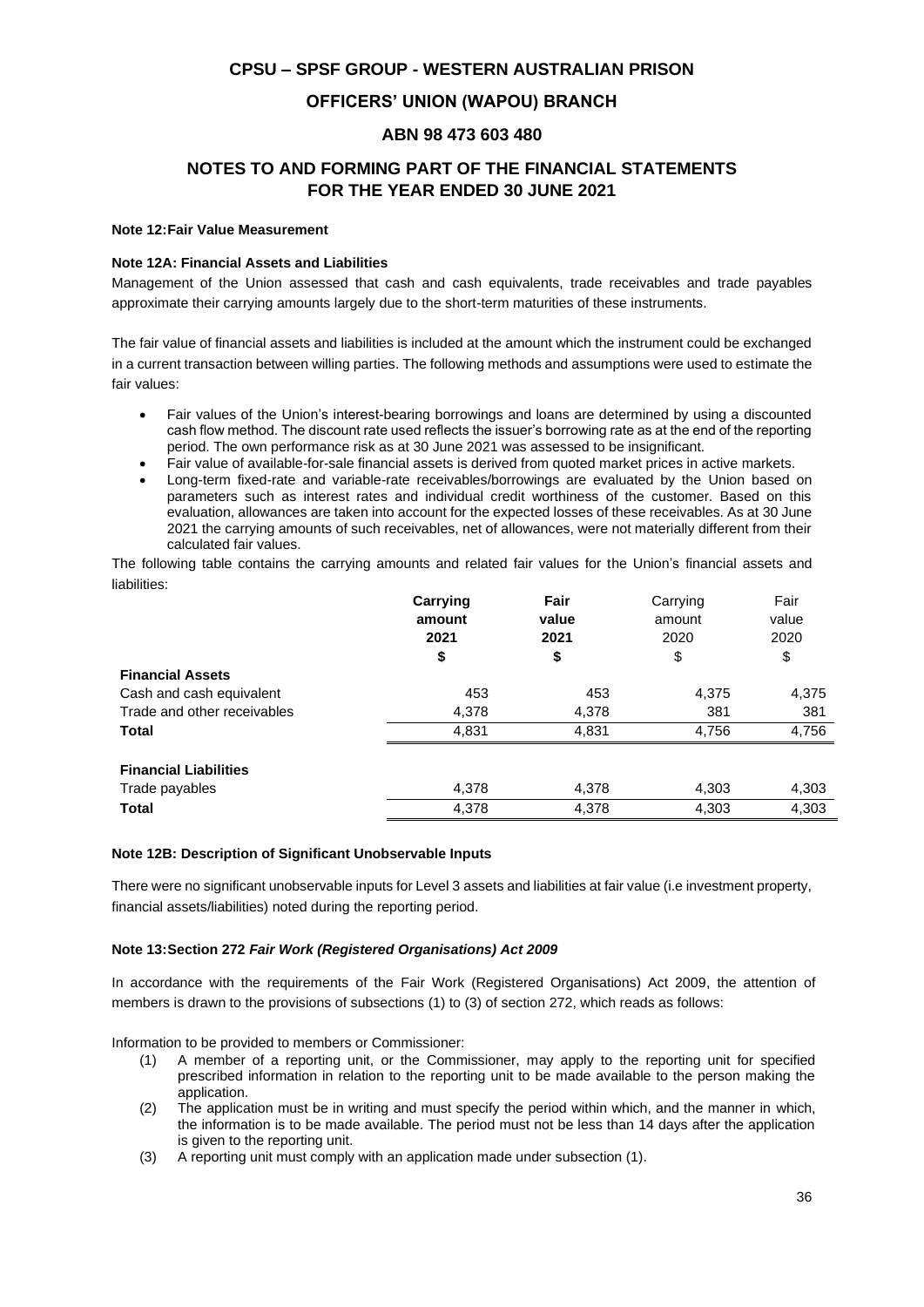# CPSU – SPSF GROUP - WESTERN AUSTRALIAN PRISON

## OFFICERS' UNION (WAPOU) BRANCH

## ABN 98 473 603 480

## NOTES TO AND FORMING PART OF THE FINANCIAL STATEMENTS FOR THE YEAR ENDED 30 JUNE 2021

**Note 12: Fair Value Measurement**

**Note 12A: Financial Assets and Liabilities**

Management of the Union assessed that cash and cash equivalents, trade receivables and trade payables approximate their carrying amounts largely due to the short-term maturities of these instruments.

The fair value of financial assets and liabilities is included at the amount which the instrument could be exchanged in a current transaction between willing parties. The following methods and assumptions were used to estimate the fair values:

- Fair values of the Union's interest-bearing borrowings and loans are determined by using a discounted cash flow method. The discount rate used reflects the issuer's borrowing rate as at the end of the reporting period. The own performance risk as at 30 June 2021 was assessed to be insignificant.
- Fair value of available-for-sale financial assets is derived from quoted market prices in active markets.
- Long-term fixed-rate and variable-rate receivables/borrowings are evaluated by the Union based on parameters such as interest rates and individual credit worthiness of the customer. Based on this evaluation, allowances are taken into account for the expected losses of these receivables. As at 30 June 2021 the carrying amounts of such receivables, net of allowances, were not materially different from their calculated fair values.

The following table contains the carrying amounts and related fair values for the Union's financial assets and liabilities:

| | **Carrying amount 2021** | **Fair value 2021** | Carrying amount 2020 | Fair value 2020 |
|---|---|---|---|---|
| | **$** | **$** | $ | $ |
| **Financial Assets** | | | | |
| Cash and cash equivalent | 453 | 453 | 4,375 | 4,375 |
| Trade and other receivables | 4,378 | 4,378 | 381 | 381 |
| **Total** | 4,831 | 4,831 | 4,756 | 4,756 |
| **Financial Liabilities** | | | | |
| Trade payables | 4,378 | 4,378 | 4,303 | 4,303 |
| **Total** | 4,378 | 4,378 | 4,303 | 4,303 |

**Note 12B: Description of Significant Unobservable Inputs**

There were no significant unobservable inputs for Level 3 assets and liabilities at fair value (i.e investment property, financial assets/liabilities) noted during the reporting period.

**Note 13: Section 272 *Fair Work (Registered Organisations) Act 2009***

In accordance with the requirements of the Fair Work (Registered Organisations) Act 2009, the attention of members is drawn to the provisions of subsections (1) to (3) of section 272, which reads as follows:

Information to be provided to members or Commissioner:

(1) A member of a reporting unit, or the Commissioner, may apply to the reporting unit for specified prescribed information in relation to the reporting unit to be made available to the person making the application.

(2) The application must be in writing and must specify the period within which, and the manner in which, the information is to be made available. The period must not be less than 14 days after the application is given to the reporting unit.

(3) A reporting unit must comply with an application made under subsection (1).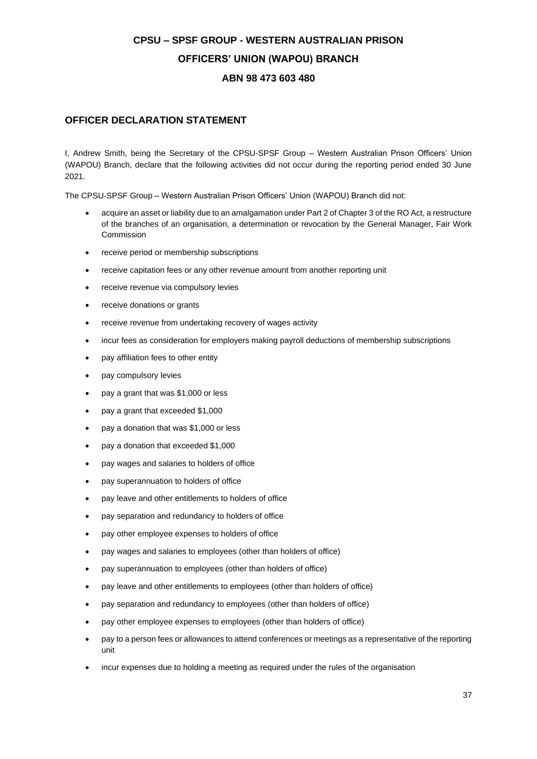# CPSU – SPSF GROUP - WESTERN AUSTRALIAN PRISON OFFICERS' UNION (WAPOU) BRANCH

**ABN 98 473 603 480**

## OFFICER DECLARATION STATEMENT

I, Andrew Smith, being the Secretary of the CPSU-SPSF Group – Western Australian Prison Officers' Union (WAPOU) Branch, declare that the following activities did not occur during the reporting period ended 30 June 2021.

The CPSU-SPSF Group – Western Australian Prison Officers' Union (WAPOU) Branch did not:

- acquire an asset or liability due to an amalgamation under Part 2 of Chapter 3 of the RO Act, a restructure of the branches of an organisation, a determination or revocation by the General Manager, Fair Work Commission
- receive period or membership subscriptions
- receive capitation fees or any other revenue amount from another reporting unit
- receive revenue via compulsory levies
- receive donations or grants
- receive revenue from undertaking recovery of wages activity
- incur fees as consideration for employers making payroll deductions of membership subscriptions
- pay affiliation fees to other entity
- pay compulsory levies
- pay a grant that was $1,000 or less
- pay a grant that exceeded $1,000
- pay a donation that was $1,000 or less
- pay a donation that exceeded $1,000
- pay wages and salaries to holders of office
- pay superannuation to holders of office
- pay leave and other entitlements to holders of office
- pay separation and redundancy to holders of office
- pay other employee expenses to holders of office
- pay wages and salaries to employees (other than holders of office)
- pay superannuation to employees (other than holders of office)
- pay leave and other entitlements to employees (other than holders of office)
- pay separation and redundancy to employees (other than holders of office)
- pay other employee expenses to employees (other than holders of office)
- pay to a person fees or allowances to attend conferences or meetings as a representative of the reporting unit
- incur expenses due to holding a meeting as required under the rules of the organisation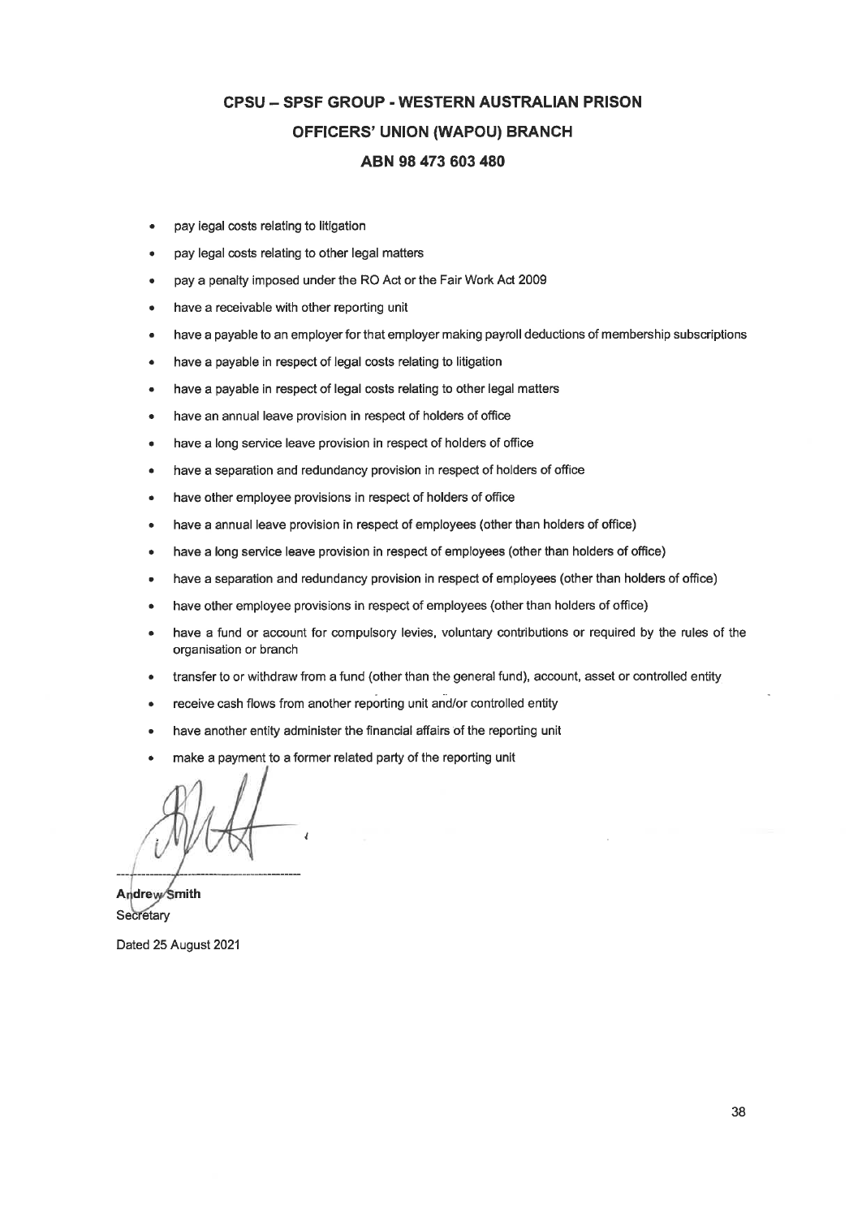# CPSU – SPSF GROUP - WESTERN AUSTRALIAN PRISON OFFICERS' UNION (WAPOU) BRANCH

## ABN 98 473 603 480

- pay legal costs relating to litigation
- pay legal costs relating to other legal matters
- pay a penalty imposed under the RO Act or the Fair Work Act 2009
- have a receivable with other reporting unit
- have a payable to an employer for that employer making payroll deductions of membership subscriptions
- have a payable in respect of legal costs relating to litigation
- have a payable in respect of legal costs relating to other legal matters
- have an annual leave provision in respect of holders of office
- have a long service leave provision in respect of holders of office
- have a separation and redundancy provision in respect of holders of office
- have other employee provisions in respect of holders of office
- have a annual leave provision in respect of employees (other than holders of office)
- have a long service leave provision in respect of employees (other than holders of office)
- have a separation and redundancy provision in respect of employees (other than holders of office)
- have other employee provisions in respect of employees (other than holders of office)
- have a fund or account for compulsory levies, voluntary contributions or required by the rules of the organisation or branch
- transfer to or withdraw from a fund (other than the general fund), account, asset or controlled entity
- receive cash flows from another reporting unit and/or controlled entity
- have another entity administer the financial affairs of the reporting unit
- make a payment to a former related party of the reporting unit

**Andrew Smith**
Secretary

Dated 25 August 2021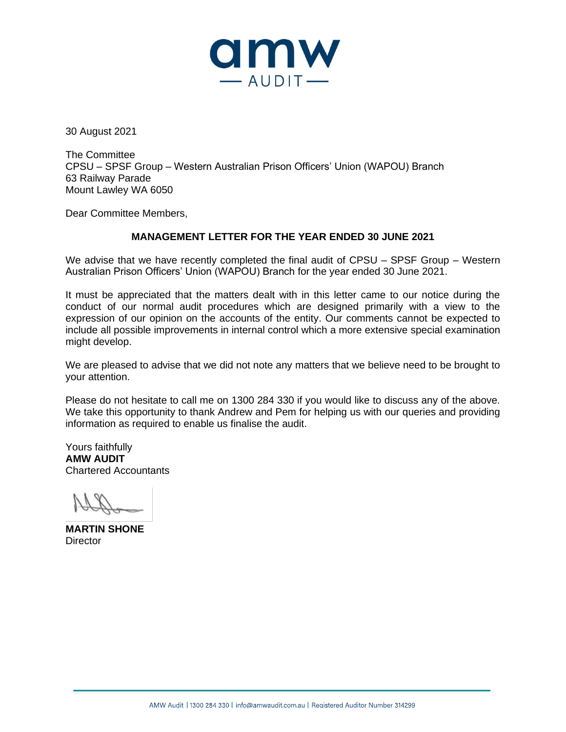amw
AUDIT

30 August 2021

The Committee
CPSU – SPSF Group – Western Australian Prison Officers' Union (WAPOU) Branch
63 Railway Parade
Mount Lawley WA 6050

Dear Committee Members,

**MANAGEMENT LETTER FOR THE YEAR ENDED 30 JUNE 2021**

We advise that we have recently completed the final audit of CPSU – SPSF Group – Western Australian Prison Officers' Union (WAPOU) Branch for the year ended 30 June 2021.

It must be appreciated that the matters dealt with in this letter came to our notice during the conduct of our normal audit procedures which are designed primarily with a view to the expression of our opinion on the accounts of the entity. Our comments cannot be expected to include all possible improvements in internal control which a more extensive special examination might develop.

We are pleased to advise that we did not note any matters that we believe need to be brought to your attention.

Please do not hesitate to call me on 1300 284 330 if you would like to discuss any of the above. We take this opportunity to thank Andrew and Pem for helping us with our queries and providing information as required to enable us finalise the audit.

Yours faithfully
**AMW AUDIT**
Chartered Accountants

**MARTIN SHONE**
Director

AMW Audit | 1300 284 330 | info@amwaudit.com.au | Registered Auditor Number 314299